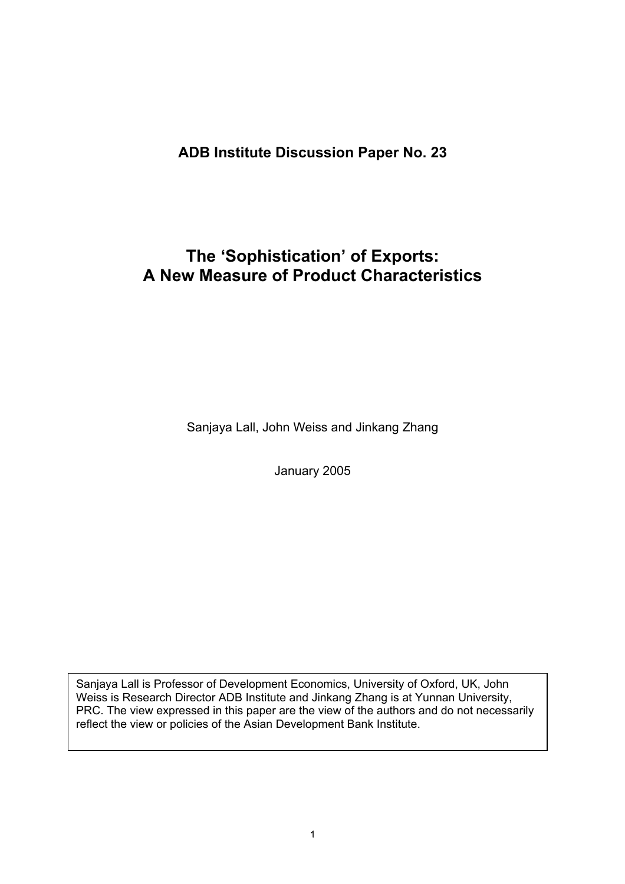**ADB Institute Discussion Paper No. 23**

# The 'Sophistication' of Exports: A New Measure of Product Characteristics

Sanjaya Lall, John Weiss and Jinkang Zhang

January 2005

Sanjaya Lall is Professor of Development Economics, University of Oxford, UK, John Weiss is Research Director ADB Institute and Jinkang Zhang is at Yunnan University, PRC. The view expressed in this paper are the view of the authors and do not necessarily reflect the view or policies of the Asian Development Bank Institute.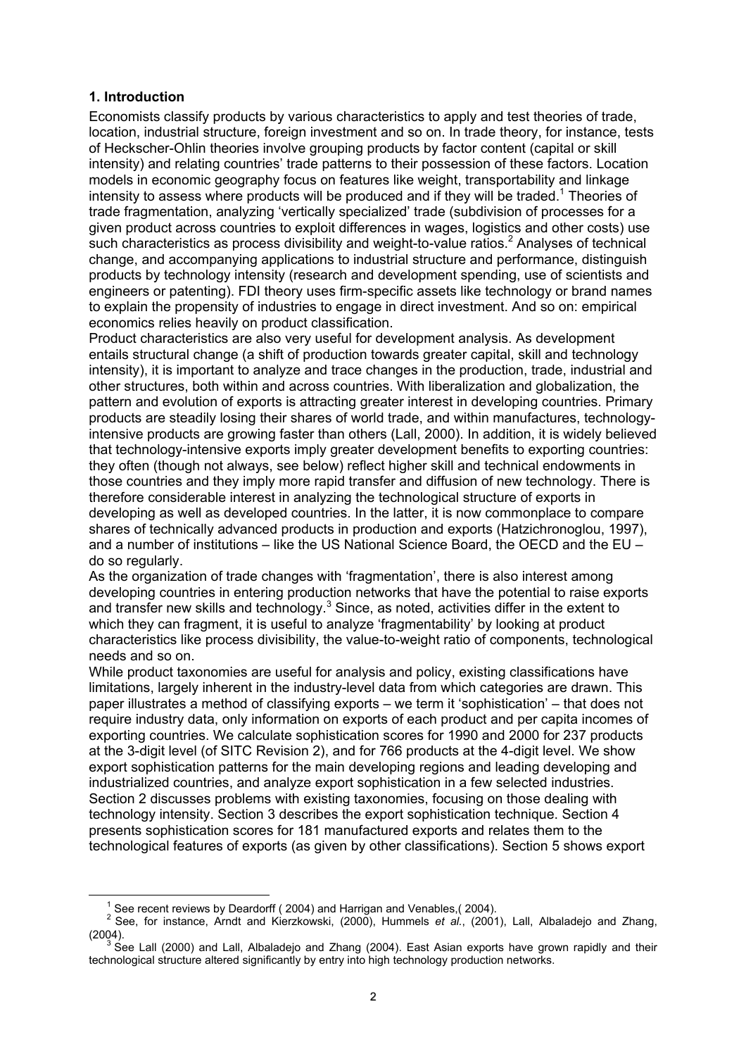## 1. Introduction

Economists classify products by various characteristics to apply and test theories of trade, location, industrial structure, foreign investment and so on. In trade theory, for instance, tests of Heckscher-Ohlin theories involve grouping products by factor content (capital or skill intensity) and relating countries' trade patterns to their possession of these factors. Location models in economic geography focus on features like weight, transportability and linkage intensity to assess where products will be produced and if they will be traded.[1] Theories of trade fragmentation, analyzing 'vertically specialized' trade (subdivision of processes for a given product across countries to exploit differences in wages, logistics and other costs) use such characteristics as process divisibility and weight-to-value ratios.[2] Analyses of technical change, and accompanying applications to industrial structure and performance, distinguish products by technology intensity (research and development spending, use of scientists and engineers or patenting). FDI theory uses firm-specific assets like technology or brand names to explain the propensity of industries to engage in direct investment. And so on: empirical economics relies heavily on product classification.

Product characteristics are also very useful for development analysis. As development entails structural change (a shift of production towards greater capital, skill and technology intensity), it is important to analyze and trace changes in the production, trade, industrial and other structures, both within and across countries. With liberalization and globalization, the pattern and evolution of exports is attracting greater interest in developing countries. Primary products are steadily losing their shares of world trade, and within manufactures, technology-intensive products are growing faster than others (Lall, 2000). In addition, it is widely believed that technology-intensive exports imply greater development benefits to exporting countries: they often (though not always, see below) reflect higher skill and technical endowments in those countries and they imply more rapid transfer and diffusion of new technology. There is therefore considerable interest in analyzing the technological structure of exports in developing as well as developed countries. In the latter, it is now commonplace to compare shares of technically advanced products in production and exports (Hatzichronoglou, 1997), and a number of institutions – like the US National Science Board, the OECD and the EU – do so regularly.

As the organization of trade changes with 'fragmentation', there is also interest among developing countries in entering production networks that have the potential to raise exports and transfer new skills and technology.[3] Since, as noted, activities differ in the extent to which they can fragment, it is useful to analyze 'fragmentability' by looking at product characteristics like process divisibility, the value-to-weight ratio of components, technological needs and so on.

While product taxonomies are useful for analysis and policy, existing classifications have limitations, largely inherent in the industry-level data from which categories are drawn. This paper illustrates a method of classifying exports – we term it 'sophistication' – that does not require industry data, only information on exports of each product and per capita incomes of exporting countries. We calculate sophistication scores for 1990 and 2000 for 237 products at the 3-digit level (of SITC Revision 2), and for 766 products at the 4-digit level. We show export sophistication patterns for the main developing regions and leading developing and industrialized countries, and analyze export sophistication in a few selected industries. Section 2 discusses problems with existing taxonomies, focusing on those dealing with technology intensity. Section 3 describes the export sophistication technique. Section 4 presents sophistication scores for 181 manufactured exports and relates them to the technological features of exports (as given by other classifications). Section 5 shows export

---

[1] See recent reviews by Deardorff ( 2004) and Harrigan and Venables,( 2004).

[2] See, for instance, Arndt and Kierzkowski, (2000), Hummels *et al.*, (2001), Lall, Albaladejo and Zhang, (2004).

[3] See Lall (2000) and Lall, Albaladejo and Zhang (2004). East Asian exports have grown rapidly and their technological structure altered significantly by entry into high technology production networks.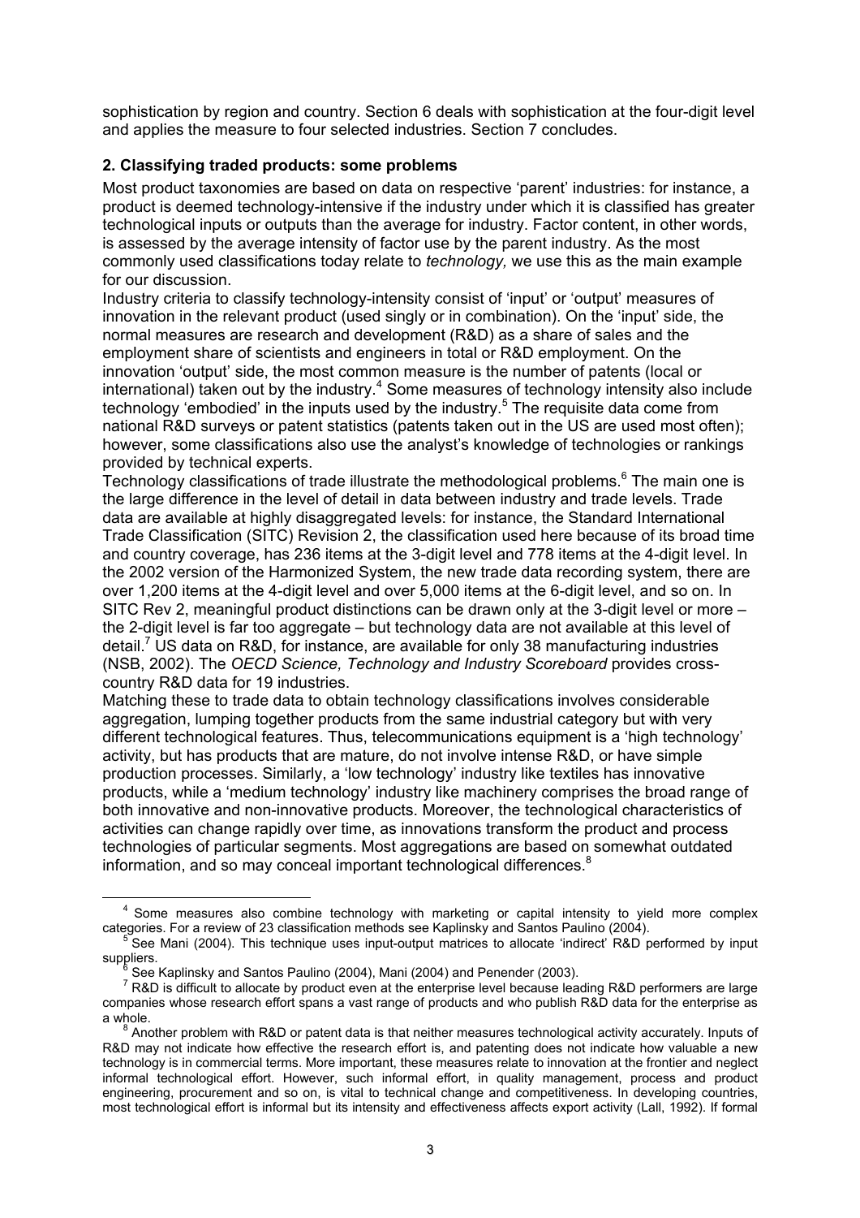sophistication by region and country. Section 6 deals with sophistication at the four-digit level and applies the measure to four selected industries. Section 7 concludes.

## 2. Classifying traded products: some problems

Most product taxonomies are based on data on respective 'parent' industries: for instance, a product is deemed technology-intensive if the industry under which it is classified has greater technological inputs or outputs than the average for industry. Factor content, in other words, is assessed by the average intensity of factor use by the parent industry. As the most commonly used classifications today relate to *technology,* we use this as the main example for our discussion.

Industry criteria to classify technology-intensity consist of 'input' or 'output' measures of innovation in the relevant product (used singly or in combination). On the 'input' side, the normal measures are research and development (R&D) as a share of sales and the employment share of scientists and engineers in total or R&D employment. On the innovation 'output' side, the most common measure is the number of patents (local or international) taken out by the industry.[4] Some measures of technology intensity also include technology 'embodied' in the inputs used by the industry.[5] The requisite data come from national R&D surveys or patent statistics (patents taken out in the US are used most often); however, some classifications also use the analyst's knowledge of technologies or rankings provided by technical experts.

Technology classifications of trade illustrate the methodological problems.[6] The main one is the large difference in the level of detail in data between industry and trade levels. Trade data are available at highly disaggregated levels: for instance, the Standard International Trade Classification (SITC) Revision 2, the classification used here because of its broad time and country coverage, has 236 items at the 3-digit level and 778 items at the 4-digit level. In the 2002 version of the Harmonized System, the new trade data recording system, there are over 1,200 items at the 4-digit level and over 5,000 items at the 6-digit level, and so on. In SITC Rev 2, meaningful product distinctions can be drawn only at the 3-digit level or more – the 2-digit level is far too aggregate – but technology data are not available at this level of detail.[7] US data on R&D, for instance, are available for only 38 manufacturing industries (NSB, 2002). The *OECD Science, Technology and Industry Scoreboard* provides cross-country R&D data for 19 industries.

Matching these to trade data to obtain technology classifications involves considerable aggregation, lumping together products from the same industrial category but with very different technological features. Thus, telecommunications equipment is a 'high technology' activity, but has products that are mature, do not involve intense R&D, or have simple production processes. Similarly, a 'low technology' industry like textiles has innovative products, while a 'medium technology' industry like machinery comprises the broad range of both innovative and non-innovative products. Moreover, the technological characteristics of activities can change rapidly over time, as innovations transform the product and process technologies of particular segments. Most aggregations are based on somewhat outdated information, and so may conceal important technological differences.[8]

---

[4] Some measures also combine technology with marketing or capital intensity to yield more complex categories. For a review of 23 classification methods see Kaplinsky and Santos Paulino (2004).

[5] See Mani (2004). This technique uses input-output matrices to allocate 'indirect' R&D performed by input suppliers.

[6] See Kaplinsky and Santos Paulino (2004), Mani (2004) and Penender (2003).

[7] R&D is difficult to allocate by product even at the enterprise level because leading R&D performers are large companies whose research effort spans a vast range of products and who publish R&D data for the enterprise as a whole.

[8] Another problem with R&D or patent data is that neither measures technological activity accurately. Inputs of R&D may not indicate how effective the research effort is, and patenting does not indicate how valuable a new technology is in commercial terms. More important, these measures relate to innovation at the frontier and neglect informal technological effort. However, such informal effort, in quality management, process and product engineering, procurement and so on, is vital to technical change and competitiveness. In developing countries, most technological effort is informal but its intensity and effectiveness affects export activity (Lall, 1992). If formal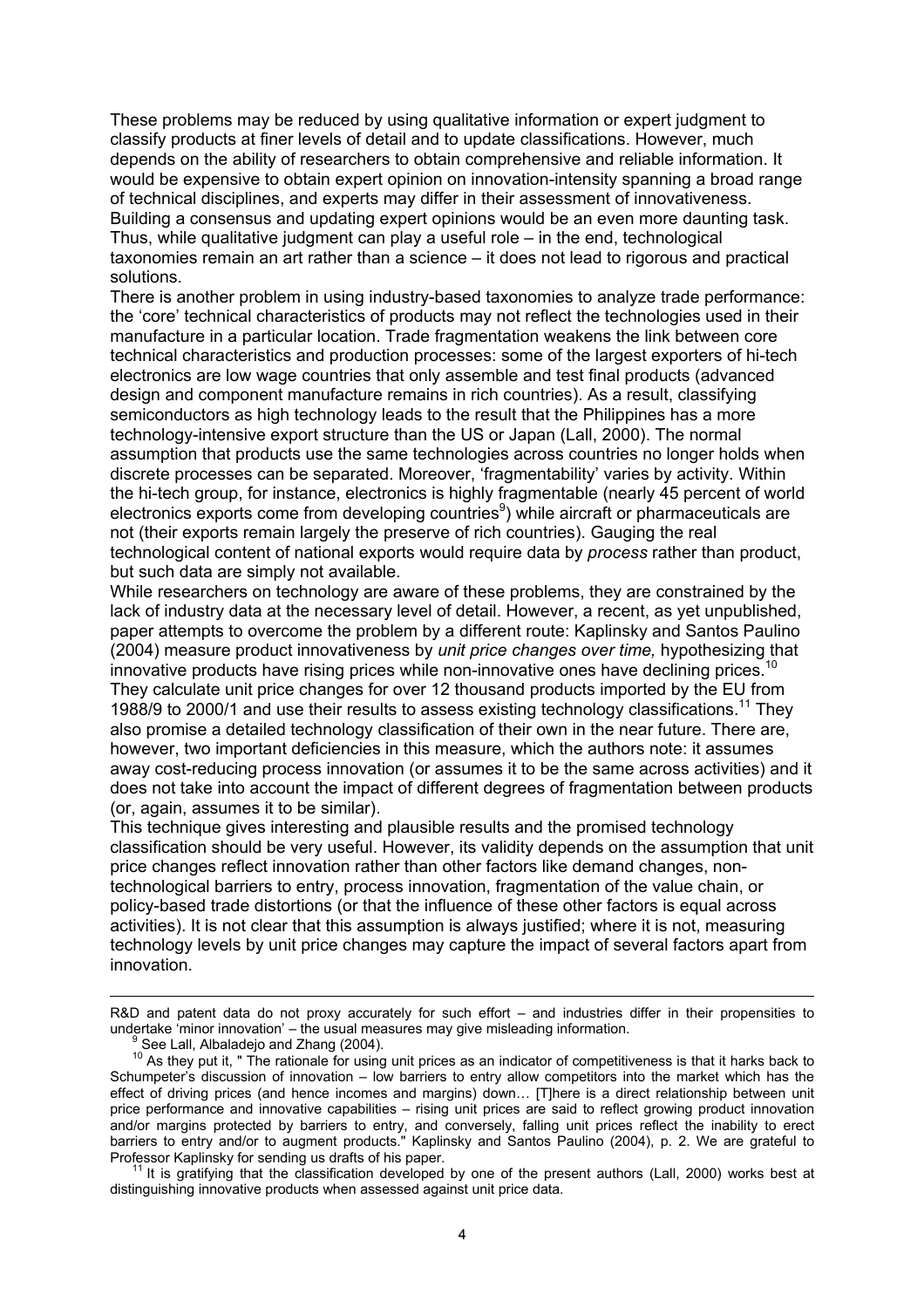These problems may be reduced by using qualitative information or expert judgment to classify products at finer levels of detail and to update classifications. However, much depends on the ability of researchers to obtain comprehensive and reliable information. It would be expensive to obtain expert opinion on innovation-intensity spanning a broad range of technical disciplines, and experts may differ in their assessment of innovativeness. Building a consensus and updating expert opinions would be an even more daunting task. Thus, while qualitative judgment can play a useful role – in the end, technological taxonomies remain an art rather than a science – it does not lead to rigorous and practical solutions.

There is another problem in using industry-based taxonomies to analyze trade performance: the 'core' technical characteristics of products may not reflect the technologies used in their manufacture in a particular location. Trade fragmentation weakens the link between core technical characteristics and production processes: some of the largest exporters of hi-tech electronics are low wage countries that only assemble and test final products (advanced design and component manufacture remains in rich countries). As a result, classifying semiconductors as high technology leads to the result that the Philippines has a more technology-intensive export structure than the US or Japan (Lall, 2000). The normal assumption that products use the same technologies across countries no longer holds when discrete processes can be separated. Moreover, 'fragmentability' varies by activity. Within the hi-tech group, for instance, electronics is highly fragmentable (nearly 45 percent of world electronics exports come from developing countries[9]) while aircraft or pharmaceuticals are not (their exports remain largely the preserve of rich countries). Gauging the real technological content of national exports would require data by *process* rather than product, but such data are simply not available.

While researchers on technology are aware of these problems, they are constrained by the lack of industry data at the necessary level of detail. However, a recent, as yet unpublished, paper attempts to overcome the problem by a different route: Kaplinsky and Santos Paulino (2004) measure product innovativeness by *unit price changes over time,* hypothesizing that innovative products have rising prices while non-innovative ones have declining prices.[10] They calculate unit price changes for over 12 thousand products imported by the EU from 1988/9 to 2000/1 and use their results to assess existing technology classifications.[11] They also promise a detailed technology classification of their own in the near future. There are, however, two important deficiencies in this measure, which the authors note: it assumes away cost-reducing process innovation (or assumes it to be the same across activities) and it does not take into account the impact of different degrees of fragmentation between products (or, again, assumes it to be similar).

This technique gives interesting and plausible results and the promised technology classification should be very useful. However, its validity depends on the assumption that unit price changes reflect innovation rather than other factors like demand changes, non-technological barriers to entry, process innovation, fragmentation of the value chain, or policy-based trade distortions (or that the influence of these other factors is equal across activities). It is not clear that this assumption is always justified; where it is not, measuring technology levels by unit price changes may capture the impact of several factors apart from innovation.

---

R&D and patent data do not proxy accurately for such effort – and industries differ in their propensities to undertake 'minor innovation' – the usual measures may give misleading information.

[9] See Lall, Albaladejo and Zhang (2004).

[10] As they put it, " The rationale for using unit prices as an indicator of competitiveness is that it harks back to Schumpeter's discussion of innovation – low barriers to entry allow competitors into the market which has the effect of driving prices (and hence incomes and margins) down… [T]here is a direct relationship between unit price performance and innovative capabilities – rising unit prices are said to reflect growing product innovation and/or margins protected by barriers to entry, and conversely, falling unit prices reflect the inability to erect barriers to entry and/or to augment products." Kaplinsky and Santos Paulino (2004), p. 2. We are grateful to Professor Kaplinsky for sending us drafts of his paper.

[11] It is gratifying that the classification developed by one of the present authors (Lall, 2000) works best at distinguishing innovative products when assessed against unit price data.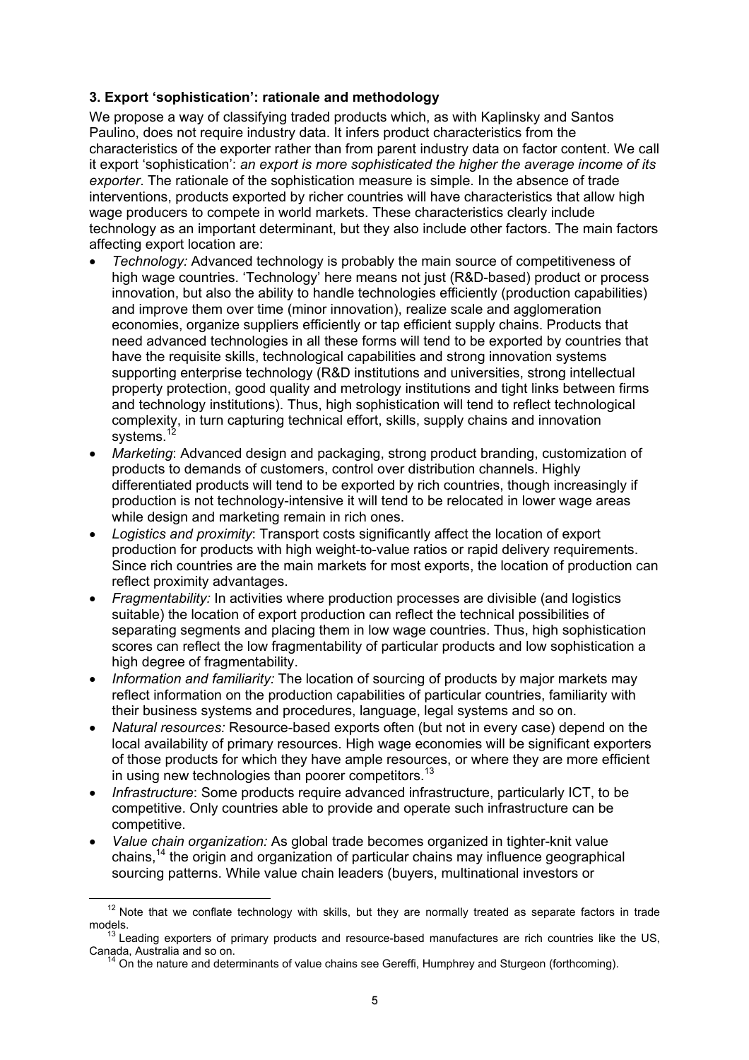### 3. Export 'sophistication': rationale and methodology

We propose a way of classifying traded products which, as with Kaplinsky and Santos Paulino, does not require industry data. It infers product characteristics from the characteristics of the exporter rather than from parent industry data on factor content. We call it export 'sophistication': *an export is more sophisticated the higher the average income of its exporter*. The rationale of the sophistication measure is simple. In the absence of trade interventions, products exported by richer countries will have characteristics that allow high wage producers to compete in world markets. These characteristics clearly include technology as an important determinant, but they also include other factors. The main factors affecting export location are:

- *Technology:* Advanced technology is probably the main source of competitiveness of high wage countries. 'Technology' here means not just (R&D-based) product or process innovation, but also the ability to handle technologies efficiently (production capabilities) and improve them over time (minor innovation), realize scale and agglomeration economies, organize suppliers efficiently or tap efficient supply chains. Products that need advanced technologies in all these forms will tend to be exported by countries that have the requisite skills, technological capabilities and strong innovation systems supporting enterprise technology (R&D institutions and universities, strong intellectual property protection, good quality and metrology institutions and tight links between firms and technology institutions). Thus, high sophistication will tend to reflect technological complexity, in turn capturing technical effort, skills, supply chains and innovation systems.[12]
- *Marketing*: Advanced design and packaging, strong product branding, customization of products to demands of customers, control over distribution channels. Highly differentiated products will tend to be exported by rich countries, though increasingly if production is not technology-intensive it will tend to be relocated in lower wage areas while design and marketing remain in rich ones.
- *Logistics and proximity*: Transport costs significantly affect the location of export production for products with high weight-to-value ratios or rapid delivery requirements. Since rich countries are the main markets for most exports, the location of production can reflect proximity advantages.
- *Fragmentability:* In activities where production processes are divisible (and logistics suitable) the location of export production can reflect the technical possibilities of separating segments and placing them in low wage countries. Thus, high sophistication scores can reflect the low fragmentability of particular products and low sophistication a high degree of fragmentability.
- *Information and familiarity:* The location of sourcing of products by major markets may reflect information on the production capabilities of particular countries, familiarity with their business systems and procedures, language, legal systems and so on.
- *Natural resources:* Resource-based exports often (but not in every case) depend on the local availability of primary resources. High wage economies will be significant exporters of those products for which they have ample resources, or where they are more efficient in using new technologies than poorer competitors.[13]
- *Infrastructure*: Some products require advanced infrastructure, particularly ICT, to be competitive. Only countries able to provide and operate such infrastructure can be competitive.
- *Value chain organization:* As global trade becomes organized in tighter-knit value chains,[14] the origin and organization of particular chains may influence geographical sourcing patterns. While value chain leaders (buyers, multinational investors or

[12] Note that we conflate technology with skills, but they are normally treated as separate factors in trade models.

[13] Leading exporters of primary products and resource-based manufactures are rich countries like the US, Canada, Australia and so on.

[14] On the nature and determinants of value chains see Gereffi, Humphrey and Sturgeon (forthcoming).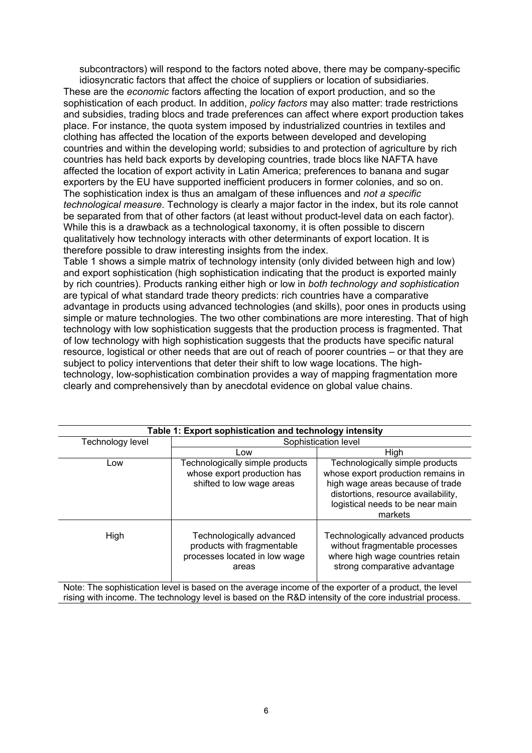subcontractors) will respond to the factors noted above, there may be company-specific idiosyncratic factors that affect the choice of suppliers or location of subsidiaries.

These are the *economic* factors affecting the location of export production, and so the sophistication of each product. In addition, *policy factors* may also matter: trade restrictions and subsidies, trading blocs and trade preferences can affect where export production takes place. For instance, the quota system imposed by industrialized countries in textiles and clothing has affected the location of the exports between developed and developing countries and within the developing world; subsidies to and protection of agriculture by rich countries has held back exports by developing countries, trade blocs like NAFTA have affected the location of export activity in Latin America; preferences to banana and sugar exporters by the EU have supported inefficient producers in former colonies, and so on. The sophistication index is thus an amalgam of these influences and *not a specific technological measure*. Technology is clearly a major factor in the index, but its role cannot be separated from that of other factors (at least without product-level data on each factor). While this is a drawback as a technological taxonomy, it is often possible to discern qualitatively how technology interacts with other determinants of export location. It is therefore possible to draw interesting insights from the index.

Table 1 shows a simple matrix of technology intensity (only divided between high and low) and export sophistication (high sophistication indicating that the product is exported mainly by rich countries). Products ranking either high or low in *both technology and sophistication* are typical of what standard trade theory predicts: rich countries have a comparative advantage in products using advanced technologies (and skills), poor ones in products using simple or mature technologies. The two other combinations are more interesting. That of high technology with low sophistication suggests that the production process is fragmented. That of low technology with high sophistication suggests that the products have specific natural resource, logistical or other needs that are out of reach of poorer countries – or that they are subject to policy interventions that deter their shift to low wage locations. The high-technology, low-sophistication combination provides a way of mapping fragmentation more clearly and comprehensively than by anecdotal evidence on global value chains.

**Table 1: Export sophistication and technology intensity**

| Technology level | Sophistication level | |
|---|---|---|
| | Low | High |
| Low | Technologically simple products whose export production has shifted to low wage areas | Technologically simple products whose export production remains in high wage areas because of trade distortions, resource availability, logistical needs to be near main markets |
| High | Technologically advanced products with fragmentable processes located in low wage areas | Technologically advanced products without fragmentable processes where high wage countries retain strong comparative advantage |

Note: The sophistication level is based on the average income of the exporter of a product, the level rising with income. The technology level is based on the R&D intensity of the core industrial process.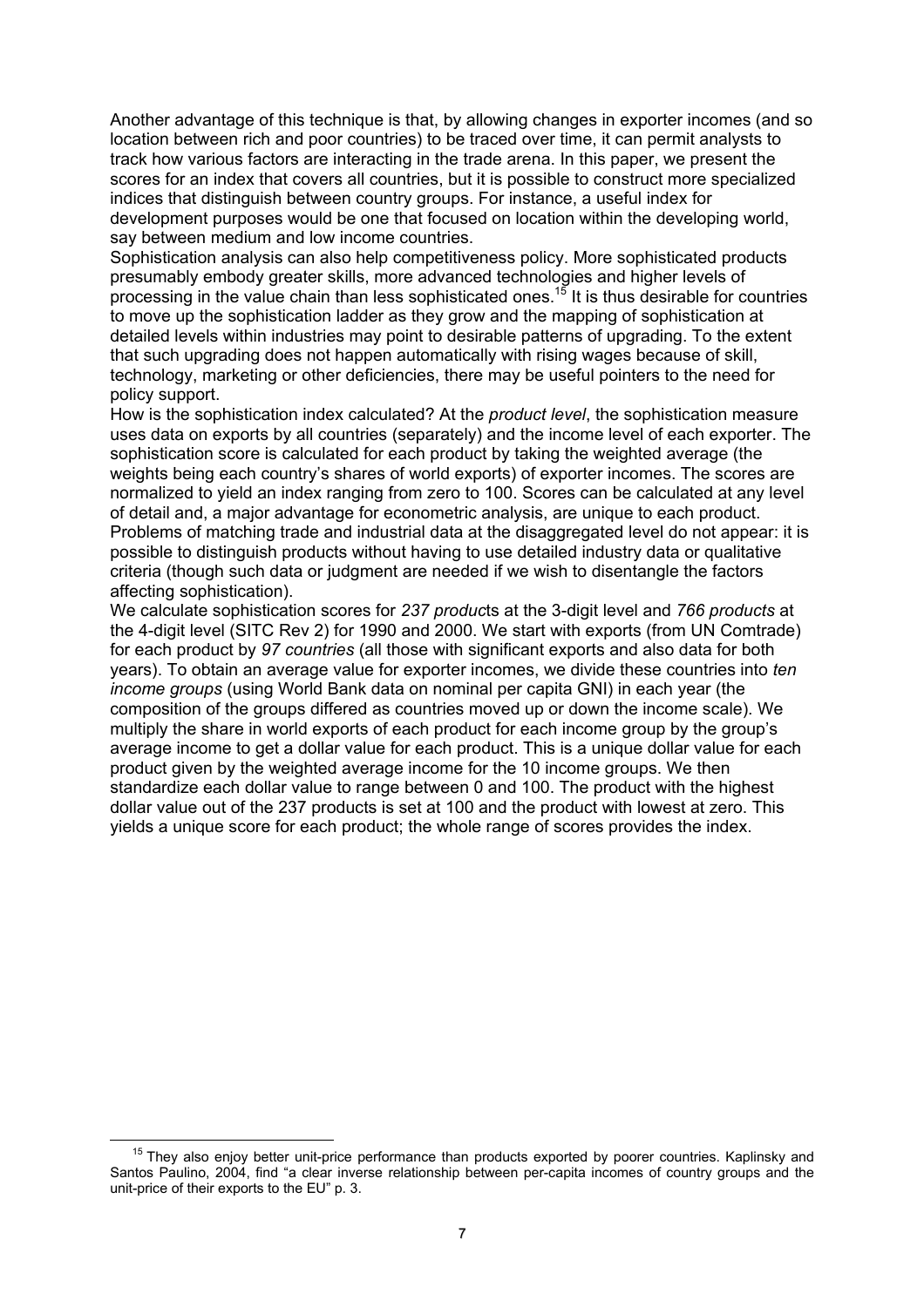Another advantage of this technique is that, by allowing changes in exporter incomes (and so location between rich and poor countries) to be traced over time, it can permit analysts to track how various factors are interacting in the trade arena. In this paper, we present the scores for an index that covers all countries, but it is possible to construct more specialized indices that distinguish between country groups. For instance, a useful index for development purposes would be one that focused on location within the developing world, say between medium and low income countries.

Sophistication analysis can also help competitiveness policy. More sophisticated products presumably embody greater skills, more advanced technologies and higher levels of processing in the value chain than less sophisticated ones.[15] It is thus desirable for countries to move up the sophistication ladder as they grow and the mapping of sophistication at detailed levels within industries may point to desirable patterns of upgrading. To the extent that such upgrading does not happen automatically with rising wages because of skill, technology, marketing or other deficiencies, there may be useful pointers to the need for policy support.

How is the sophistication index calculated? At the *product level*, the sophistication measure uses data on exports by all countries (separately) and the income level of each exporter. The sophistication score is calculated for each product by taking the weighted average (the weights being each country's shares of world exports) of exporter incomes. The scores are normalized to yield an index ranging from zero to 100. Scores can be calculated at any level of detail and, a major advantage for econometric analysis, are unique to each product. Problems of matching trade and industrial data at the disaggregated level do not appear: it is possible to distinguish products without having to use detailed industry data or qualitative criteria (though such data or judgment are needed if we wish to disentangle the factors affecting sophistication).

We calculate sophistication scores for *237 products* at the 3-digit level and *766 products* at the 4-digit level (SITC Rev 2) for 1990 and 2000. We start with exports (from UN Comtrade) for each product by *97 countries* (all those with significant exports and also data for both years). To obtain an average value for exporter incomes, we divide these countries into *ten income groups* (using World Bank data on nominal per capita GNI) in each year (the composition of the groups differed as countries moved up or down the income scale). We multiply the share in world exports of each product for each income group by the group's average income to get a dollar value for each product. This is a unique dollar value for each product given by the weighted average income for the 10 income groups. We then standardize each dollar value to range between 0 and 100. The product with the highest dollar value out of the 237 products is set at 100 and the product with lowest at zero. This yields a unique score for each product; the whole range of scores provides the index.

[15] They also enjoy better unit-price performance than products exported by poorer countries. Kaplinsky and Santos Paulino, 2004, find "a clear inverse relationship between per-capita incomes of country groups and the unit-price of their exports to the EU" p. 3.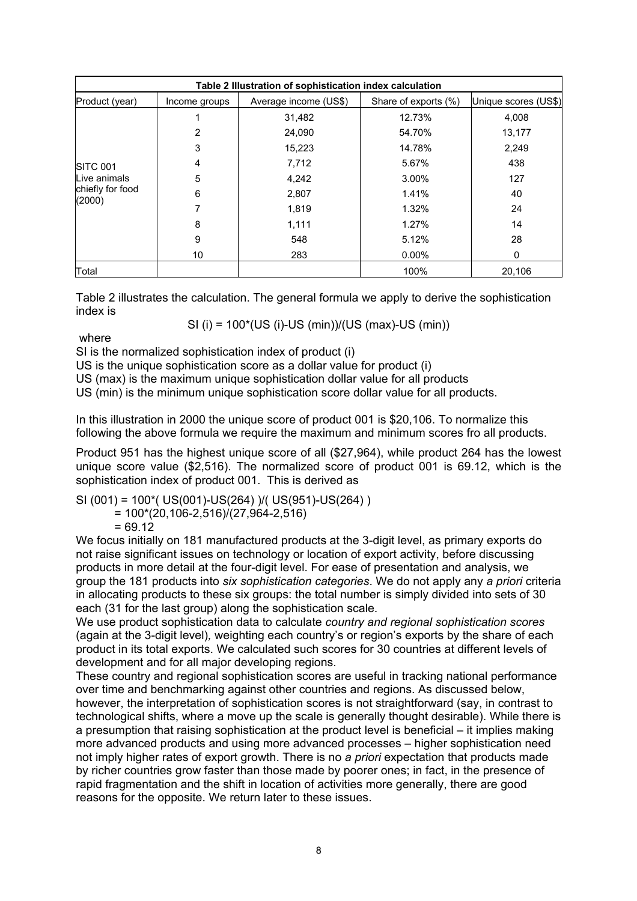| Table 2 Illustration of sophistication index calculation | | | | |
|---|---|---|---|---|
| Product (year) | Income groups | Average income (US$) | Share of exports (%) | Unique scores (US$) |
| SITC 001 Live animals chiefly for food (2000) | 1 | 31,482 | 12.73% | 4,008 |
| | 2 | 24,090 | 54.70% | 13,177 |
| | 3 | 15,223 | 14.78% | 2,249 |
| | 4 | 7,712 | 5.67% | 438 |
| | 5 | 4,242 | 3.00% | 127 |
| | 6 | 2,807 | 1.41% | 40 |
| | 7 | 1,819 | 1.32% | 24 |
| | 8 | 1,111 | 1.27% | 14 |
| | 9 | 548 | 5.12% | 28 |
| | 10 | 283 | 0.00% | 0 |
| Total | | | 100% | 20,106 |

Table 2 illustrates the calculation. The general formula we apply to derive the sophistication index is

$$SI (i) = 100*(US (i)-US (min))/(US (max)-US (min))$$

where

SI is the normalized sophistication index of product (i)

US is the unique sophistication score as a dollar value for product (i)

US (max) is the maximum unique sophistication dollar value for all products

US (min) is the minimum unique sophistication score dollar value for all products.

In this illustration in 2000 the unique score of product 001 is $20,106. To normalize this following the above formula we require the maximum and minimum scores fro all products.

Product 951 has the highest unique score of all ($27,964), while product 264 has the lowest unique score value ($2,516). The normalized score of product 001 is 69.12, which is the sophistication index of product 001. This is derived as

$$
\begin{aligned}
SI (001) &= 100*( US(001)-US(264) )/( US(951)-US(264) ) \\
&= 100*(20,106-2,516)/(27,964-2,516) \\
&= 69.12
\end{aligned}
$$

We focus initially on 181 manufactured products at the 3-digit level, as primary exports do not raise significant issues on technology or location of export activity, before discussing products in more detail at the four-digit level. For ease of presentation and analysis, we group the 181 products into *six sophistication categories*. We do not apply any *a priori* criteria in allocating products to these six groups: the total number is simply divided into sets of 30 each (31 for the last group) along the sophistication scale.

We use product sophistication data to calculate *country and regional sophistication scores* (again at the 3-digit level), weighting each country's or region's exports by the share of each product in its total exports. We calculated such scores for 30 countries at different levels of development and for all major developing regions.

These country and regional sophistication scores are useful in tracking national performance over time and benchmarking against other countries and regions. As discussed below, however, the interpretation of sophistication scores is not straightforward (say, in contrast to technological shifts, where a move up the scale is generally thought desirable). While there is a presumption that raising sophistication at the product level is beneficial – it implies making more advanced products and using more advanced processes – higher sophistication need not imply higher rates of export growth. There is no *a priori* expectation that products made by richer countries grow faster than those made by poorer ones; in fact, in the presence of rapid fragmentation and the shift in location of activities more generally, there are good reasons for the opposite. We return later to these issues.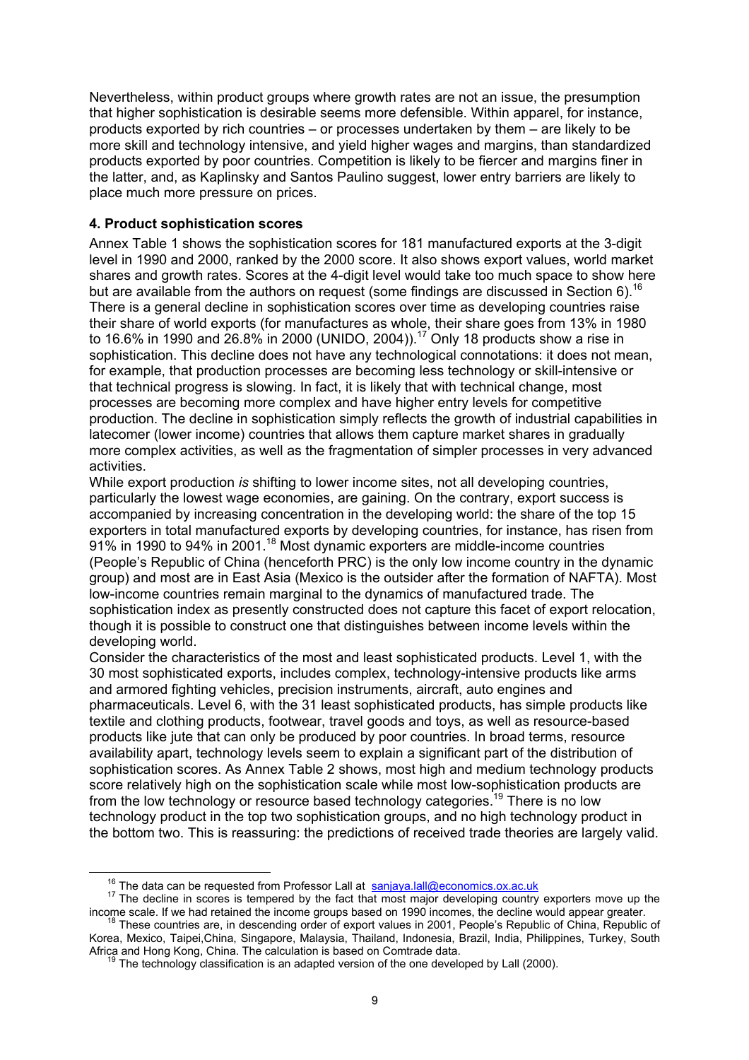Nevertheless, within product groups where growth rates are not an issue, the presumption that higher sophistication is desirable seems more defensible. Within apparel, for instance, products exported by rich countries – or processes undertaken by them – are likely to be more skill and technology intensive, and yield higher wages and margins, than standardized products exported by poor countries. Competition is likely to be fiercer and margins finer in the latter, and, as Kaplinsky and Santos Paulino suggest, lower entry barriers are likely to place much more pressure on prices.

### 4. Product sophistication scores

Annex Table 1 shows the sophistication scores for 181 manufactured exports at the 3-digit level in 1990 and 2000, ranked by the 2000 score. It also shows export values, world market shares and growth rates. Scores at the 4-digit level would take too much space to show here but are available from the authors on request (some findings are discussed in Section 6).[16] There is a general decline in sophistication scores over time as developing countries raise their share of world exports (for manufactures as whole, their share goes from 13% in 1980 to 16.6% in 1990 and 26.8% in 2000 (UNIDO, 2004)).[17] Only 18 products show a rise in sophistication. This decline does not have any technological connotations: it does not mean, for example, that production processes are becoming less technology or skill-intensive or that technical progress is slowing. In fact, it is likely that with technical change, most processes are becoming more complex and have higher entry levels for competitive production. The decline in sophistication simply reflects the growth of industrial capabilities in latecomer (lower income) countries that allows them capture market shares in gradually more complex activities, as well as the fragmentation of simpler processes in very advanced activities.

While export production *is* shifting to lower income sites, not all developing countries, particularly the lowest wage economies, are gaining. On the contrary, export success is accompanied by increasing concentration in the developing world: the share of the top 15 exporters in total manufactured exports by developing countries, for instance, has risen from 91% in 1990 to 94% in 2001.[18] Most dynamic exporters are middle-income countries (People's Republic of China (henceforth PRC) is the only low income country in the dynamic group) and most are in East Asia (Mexico is the outsider after the formation of NAFTA). Most low-income countries remain marginal to the dynamics of manufactured trade. The sophistication index as presently constructed does not capture this facet of export relocation, though it is possible to construct one that distinguishes between income levels within the developing world.

Consider the characteristics of the most and least sophisticated products. Level 1, with the 30 most sophisticated exports, includes complex, technology-intensive products like arms and armored fighting vehicles, precision instruments, aircraft, auto engines and pharmaceuticals. Level 6, with the 31 least sophisticated products, has simple products like textile and clothing products, footwear, travel goods and toys, as well as resource-based products like jute that can only be produced by poor countries. In broad terms, resource availability apart, technology levels seem to explain a significant part of the distribution of sophistication scores. As Annex Table 2 shows, most high and medium technology products score relatively high on the sophistication scale while most low-sophistication products are from the low technology or resource based technology categories.[19] There is no low technology product in the top two sophistication groups, and no high technology product in the bottom two. This is reassuring: the predictions of received trade theories are largely valid.

---

[16] The data can be requested from Professor Lall at sanjaya.lall@economics.ox.ac.uk

[17] The decline in scores is tempered by the fact that most major developing country exporters move up the income scale. If we had retained the income groups based on 1990 incomes, the decline would appear greater.

[18] These countries are, in descending order of export values in 2001, People's Republic of China, Republic of Korea, Mexico, Taipei,China, Singapore, Malaysia, Thailand, Indonesia, Brazil, India, Philippines, Turkey, South Africa and Hong Kong, China. The calculation is based on Comtrade data.

[19] The technology classification is an adapted version of the one developed by Lall (2000).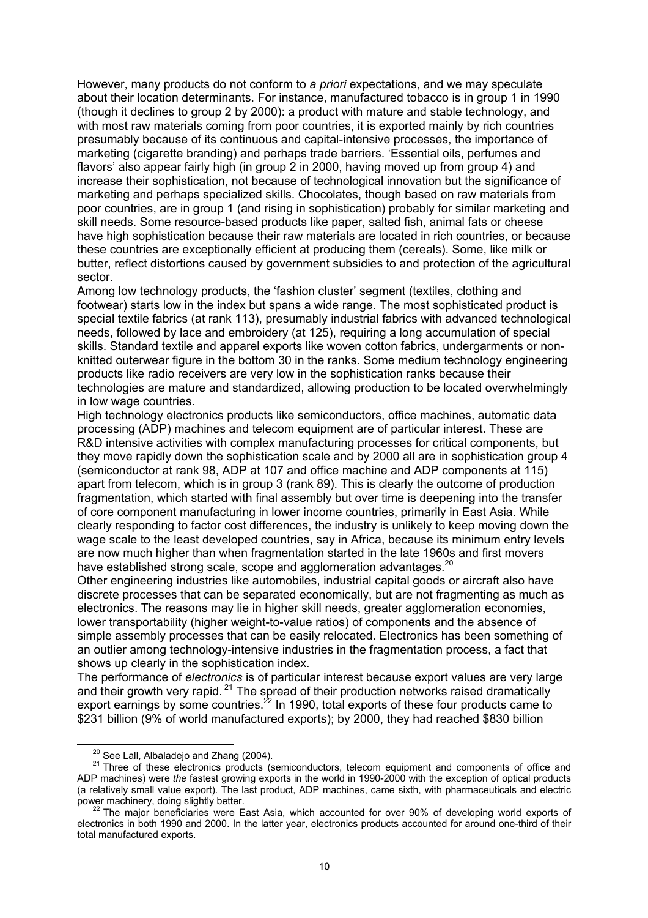However, many products do not conform to *a priori* expectations, and we may speculate about their location determinants. For instance, manufactured tobacco is in group 1 in 1990 (though it declines to group 2 by 2000): a product with mature and stable technology, and with most raw materials coming from poor countries, it is exported mainly by rich countries presumably because of its continuous and capital-intensive processes, the importance of marketing (cigarette branding) and perhaps trade barriers. 'Essential oils, perfumes and flavors' also appear fairly high (in group 2 in 2000, having moved up from group 4) and increase their sophistication, not because of technological innovation but the significance of marketing and perhaps specialized skills. Chocolates, though based on raw materials from poor countries, are in group 1 (and rising in sophistication) probably for similar marketing and skill needs. Some resource-based products like paper, salted fish, animal fats or cheese have high sophistication because their raw materials are located in rich countries, or because these countries are exceptionally efficient at producing them (cereals). Some, like milk or butter, reflect distortions caused by government subsidies to and protection of the agricultural sector.

Among low technology products, the 'fashion cluster' segment (textiles, clothing and footwear) starts low in the index but spans a wide range. The most sophisticated product is special textile fabrics (at rank 113), presumably industrial fabrics with advanced technological needs, followed by lace and embroidery (at 125), requiring a long accumulation of special skills. Standard textile and apparel exports like woven cotton fabrics, undergarments or non-knitted outerwear figure in the bottom 30 in the ranks. Some medium technology engineering products like radio receivers are very low in the sophistication ranks because their technologies are mature and standardized, allowing production to be located overwhelmingly in low wage countries.

High technology electronics products like semiconductors, office machines, automatic data processing (ADP) machines and telecom equipment are of particular interest. These are R&D intensive activities with complex manufacturing processes for critical components, but they move rapidly down the sophistication scale and by 2000 all are in sophistication group 4 (semiconductor at rank 98, ADP at 107 and office machine and ADP components at 115) apart from telecom, which is in group 3 (rank 89). This is clearly the outcome of production fragmentation, which started with final assembly but over time is deepening into the transfer of core component manufacturing in lower income countries, primarily in East Asia. While clearly responding to factor cost differences, the industry is unlikely to keep moving down the wage scale to the least developed countries, say in Africa, because its minimum entry levels are now much higher than when fragmentation started in the late 1960s and first movers have established strong scale, scope and agglomeration advantages.[20]

Other engineering industries like automobiles, industrial capital goods or aircraft also have discrete processes that can be separated economically, but are not fragmenting as much as electronics. The reasons may lie in higher skill needs, greater agglomeration economies, lower transportability (higher weight-to-value ratios) of components and the absence of simple assembly processes that can be easily relocated. Electronics has been something of an outlier among technology-intensive industries in the fragmentation process, a fact that shows up clearly in the sophistication index.

The performance of *electronics* is of particular interest because export values are very large and their growth very rapid.[21] The spread of their production networks raised dramatically export earnings by some countries.[22] In 1990, total exports of these four products came to $231 billion (9% of world manufactured exports); by 2000, they had reached $830 billion

---

[20] See Lall, Albaladejo and Zhang (2004).

[21] Three of these electronics products (semiconductors, telecom equipment and components of office and ADP machines) were *the* fastest growing exports in the world in 1990-2000 with the exception of optical products (a relatively small value export). The last product, ADP machines, came sixth, with pharmaceuticals and electric power machinery, doing slightly better.

[22] The major beneficiaries were East Asia, which accounted for over 90% of developing world exports of electronics in both 1990 and 2000. In the latter year, electronics products accounted for around one-third of their total manufactured exports.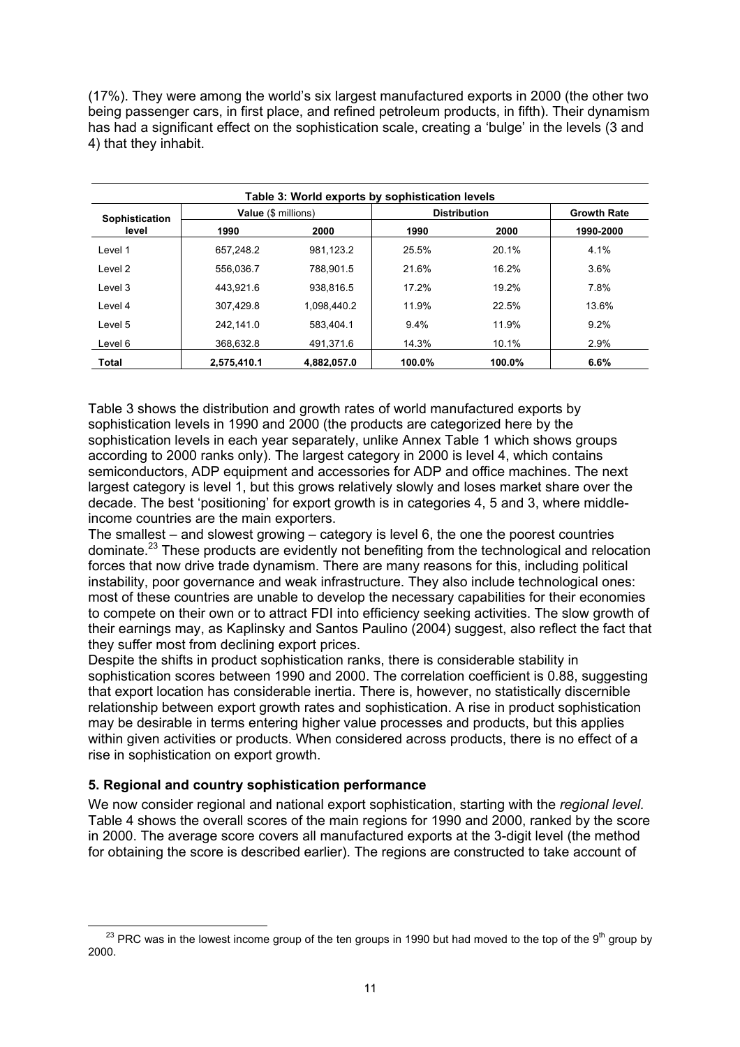(17%). They were among the world's six largest manufactured exports in 2000 (the other two being passenger cars, in first place, and refined petroleum products, in fifth). Their dynamism has had a significant effect on the sophistication scale, creating a 'bulge' in the levels (3 and 4) that they inhabit.

**Table 3: World exports by sophistication levels**

| Sophistication level | Value ($ millions) | | Distribution | | Growth Rate |
|---|---|---|---|---|---|
| | 1990 | 2000 | 1990 | 2000 | 1990-2000 |
| Level 1 | 657,248.2 | 981,123.2 | 25.5% | 20.1% | 4.1% |
| Level 2 | 556,036.7 | 788,901.5 | 21.6% | 16.2% | 3.6% |
| Level 3 | 443,921.6 | 938,816.5 | 17.2% | 19.2% | 7.8% |
| Level 4 | 307,429.8 | 1,098,440.2 | 11.9% | 22.5% | 13.6% |
| Level 5 | 242,141.0 | 583,404.1 | 9.4% | 11.9% | 9.2% |
| Level 6 | 368,632.8 | 491,371.6 | 14.3% | 10.1% | 2.9% |
| **Total** | **2,575,410.1** | **4,882,057.0** | **100.0%** | **100.0%** | **6.6%** |

Table 3 shows the distribution and growth rates of world manufactured exports by sophistication levels in 1990 and 2000 (the products are categorized here by the sophistication levels in each year separately, unlike Annex Table 1 which shows groups according to 2000 ranks only). The largest category in 2000 is level 4, which contains semiconductors, ADP equipment and accessories for ADP and office machines. The next largest category is level 1, but this grows relatively slowly and loses market share over the decade. The best 'positioning' for export growth is in categories 4, 5 and 3, where middle-income countries are the main exporters.

The smallest – and slowest growing – category is level 6, the one the poorest countries dominate.[23] These products are evidently not benefiting from the technological and relocation forces that now drive trade dynamism. There are many reasons for this, including political instability, poor governance and weak infrastructure. They also include technological ones: most of these countries are unable to develop the necessary capabilities for their economies to compete on their own or to attract FDI into efficiency seeking activities. The slow growth of their earnings may, as Kaplinsky and Santos Paulino (2004) suggest, also reflect the fact that they suffer most from declining export prices.

Despite the shifts in product sophistication ranks, there is considerable stability in sophistication scores between 1990 and 2000. The correlation coefficient is 0.88, suggesting that export location has considerable inertia. There is, however, no statistically discernible relationship between export growth rates and sophistication. A rise in product sophistication may be desirable in terms entering higher value processes and products, but this applies within given activities or products. When considered across products, there is no effect of a rise in sophistication on export growth.

## 5. Regional and country sophistication performance

We now consider regional and national export sophistication, starting with the *regional level.* Table 4 shows the overall scores of the main regions for 1990 and 2000, ranked by the score in 2000. The average score covers all manufactured exports at the 3-digit level (the method for obtaining the score is described earlier). The regions are constructed to take account of

[23] PRC was in the lowest income group of the ten groups in 1990 but had moved to the top of the 9th group by 2000.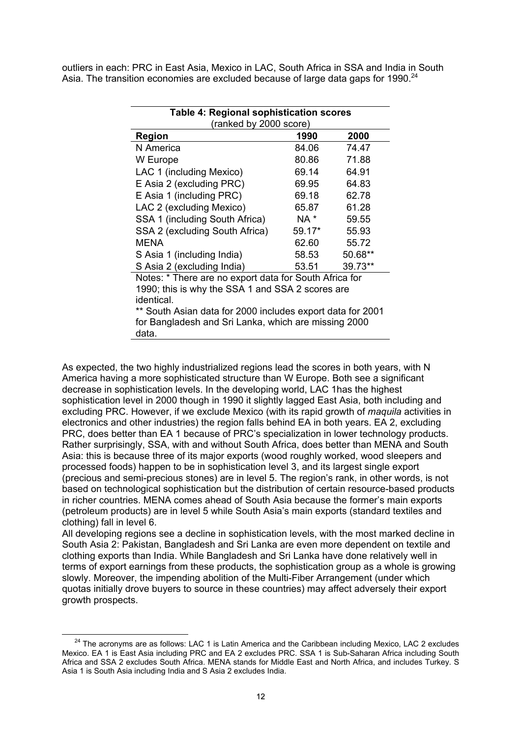outliers in each: PRC in East Asia, Mexico in LAC, South Africa in SSA and India in South Asia. The transition economies are excluded because of large data gaps for 1990.[24]

**Table 4: Regional sophistication scores**
(ranked by 2000 score)

| Region | 1990 | 2000 |
|---|---|---|
| N America | 84.06 | 74.47 |
| W Europe | 80.86 | 71.88 |
| LAC 1 (including Mexico) | 69.14 | 64.91 |
| E Asia 2 (excluding PRC) | 69.95 | 64.83 |
| E Asia 1 (including PRC) | 69.18 | 62.78 |
| LAC 2 (excluding Mexico) | 65.87 | 61.28 |
| SSA 1 (including South Africa) | NA * | 59.55 |
| SSA 2 (excluding South Africa) | 59.17* | 55.93 |
| MENA | 62.60 | 55.72 |
| S Asia 1 (including India) | 58.53 | 50.68** |
| S Asia 2 (excluding India) | 53.51 | 39.73** |

Notes: * There are no export data for South Africa for 1990; this is why the SSA 1 and SSA 2 scores are identical.
** South Asian data for 2000 includes export data for 2001 for Bangladesh and Sri Lanka, which are missing 2000 data.

As expected, the two highly industrialized regions lead the scores in both years, with N America having a more sophisticated structure than W Europe. Both see a significant decrease in sophistication levels. In the developing world, LAC 1has the highest sophistication level in 2000 though in 1990 it slightly lagged East Asia, both including and excluding PRC. However, if we exclude Mexico (with its rapid growth of *maquila* activities in electronics and other industries) the region falls behind EA in both years. EA 2, excluding PRC, does better than EA 1 because of PRC's specialization in lower technology products. Rather surprisingly, SSA, with and without South Africa, does better than MENA and South Asia: this is because three of its major exports (wood roughly worked, wood sleepers and processed foods) happen to be in sophistication level 3, and its largest single export (precious and semi-precious stones) are in level 5. The region's rank, in other words, is not based on technological sophistication but the distribution of certain resource-based products in richer countries. MENA comes ahead of South Asia because the former's main exports (petroleum products) are in level 5 while South Asia's main exports (standard textiles and clothing) fall in level 6.

All developing regions see a decline in sophistication levels, with the most marked decline in South Asia 2: Pakistan, Bangladesh and Sri Lanka are even more dependent on textile and clothing exports than India. While Bangladesh and Sri Lanka have done relatively well in terms of export earnings from these products, the sophistication group as a whole is growing slowly. Moreover, the impending abolition of the Multi-Fiber Arrangement (under which quotas initially drove buyers to source in these countries) may affect adversely their export growth prospects.

[24] The acronyms are as follows: LAC 1 is Latin America and the Caribbean including Mexico, LAC 2 excludes Mexico. EA 1 is East Asia including PRC and EA 2 excludes PRC. SSA 1 is Sub-Saharan Africa including South Africa and SSA 2 excludes South Africa. MENA stands for Middle East and North Africa, and includes Turkey. S Asia 1 is South Asia including India and S Asia 2 excludes India.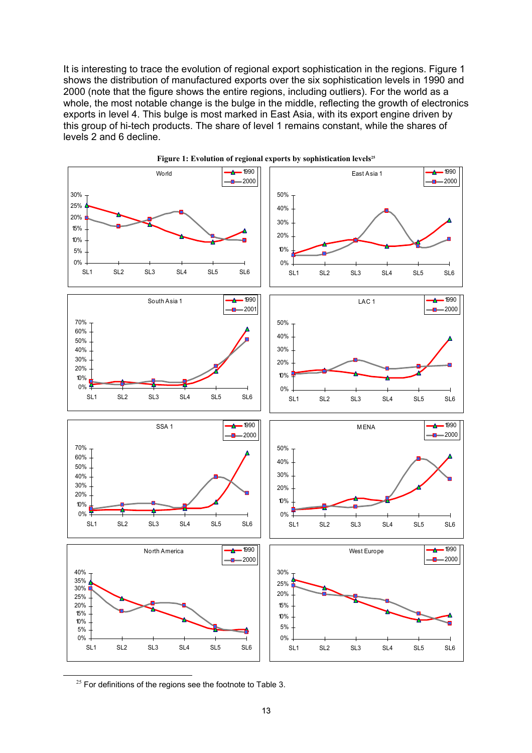It is interesting to trace the evolution of regional export sophistication in the regions. Figure 1 shows the distribution of manufactured exports over the six sophistication levels in 1990 and 2000 (note that the figure shows the entire regions, including outliers). For the world as a whole, the most notable change is the bulge in the middle, reflecting the growth of electronics exports in level 4. This bulge is most marked in East Asia, with its export engine driven by this group of hi-tech products. The share of level 1 remains constant, while the shares of levels 2 and 6 decline.

**Figure 1: Evolution of regional exports by sophistication levels**[25]

[25] For definitions of the regions see the footnote to Table 3.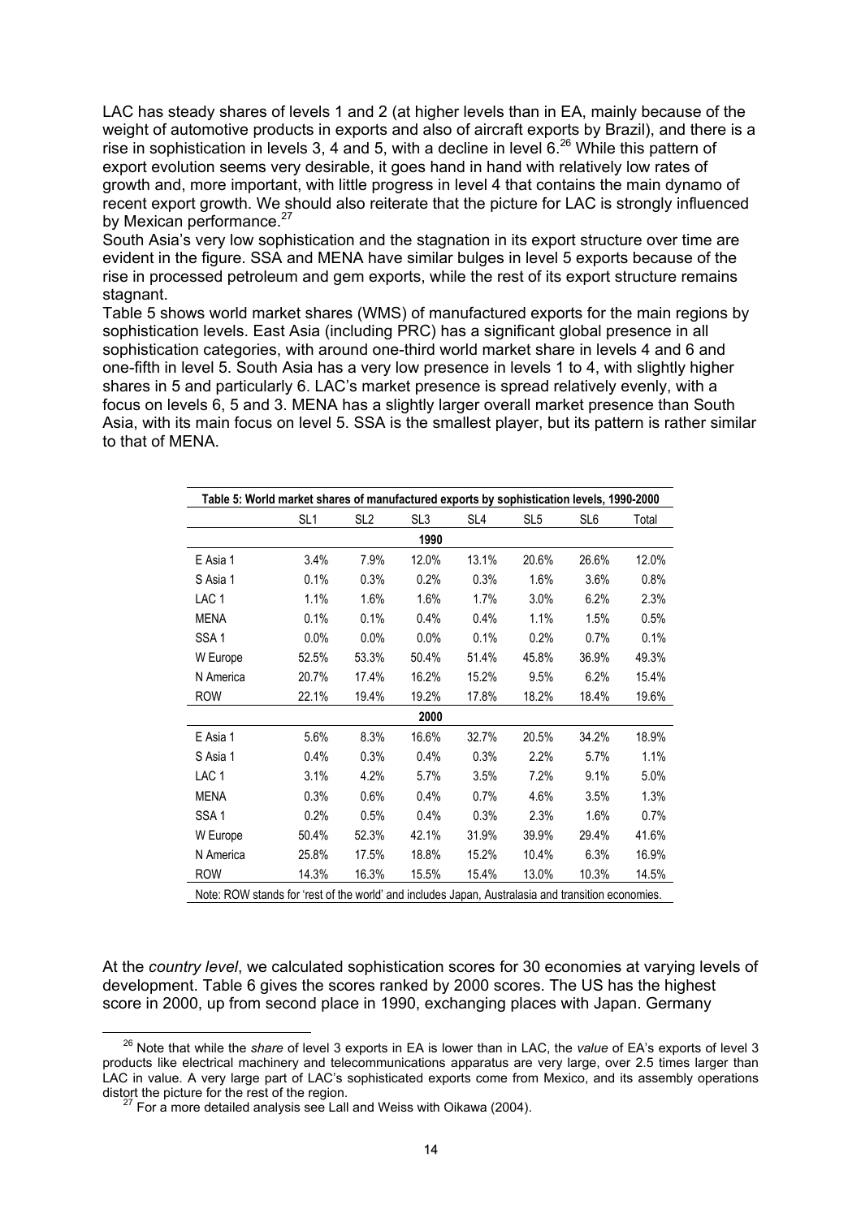LAC has steady shares of levels 1 and 2 (at higher levels than in EA, mainly because of the weight of automotive products in exports and also of aircraft exports by Brazil), and there is a rise in sophistication in levels 3, 4 and 5, with a decline in level 6.[26] While this pattern of export evolution seems very desirable, it goes hand in hand with relatively low rates of growth and, more important, with little progress in level 4 that contains the main dynamo of recent export growth. We should also reiterate that the picture for LAC is strongly influenced by Mexican performance.[27]

South Asia's very low sophistication and the stagnation in its export structure over time are evident in the figure. SSA and MENA have similar bulges in level 5 exports because of the rise in processed petroleum and gem exports, while the rest of its export structure remains stagnant.

Table 5 shows world market shares (WMS) of manufactured exports for the main regions by sophistication levels. East Asia (including PRC) has a significant global presence in all sophistication categories, with around one-third world market share in levels 4 and 6 and one-fifth in level 5. South Asia has a very low presence in levels 1 to 4, with slightly higher shares in 5 and particularly 6. LAC's market presence is spread relatively evenly, with a focus on levels 6, 5 and 3. MENA has a slightly larger overall market presence than South Asia, with its main focus on level 5. SSA is the smallest player, but its pattern is rather similar to that of MENA.

**Table 5: World market shares of manufactured exports by sophistication levels, 1990-2000**

| | SL1 | SL2 | SL3 | SL4 | SL5 | SL6 | Total |
|---|---|---|---|---|---|---|---|
| | | | **1990** | | | | |
| E Asia 1 | 3.4% | 7.9% | 12.0% | 13.1% | 20.6% | 26.6% | 12.0% |
| S Asia 1 | 0.1% | 0.3% | 0.2% | 0.3% | 1.6% | 3.6% | 0.8% |
| LAC 1 | 1.1% | 1.6% | 1.6% | 1.7% | 3.0% | 6.2% | 2.3% |
| MENA | 0.1% | 0.1% | 0.4% | 0.4% | 1.1% | 1.5% | 0.5% |
| SSA 1 | 0.0% | 0.0% | 0.0% | 0.1% | 0.2% | 0.7% | 0.1% |
| W Europe | 52.5% | 53.3% | 50.4% | 51.4% | 45.8% | 36.9% | 49.3% |
| N America | 20.7% | 17.4% | 16.2% | 15.2% | 9.5% | 6.2% | 15.4% |
| ROW | 22.1% | 19.4% | 19.2% | 17.8% | 18.2% | 18.4% | 19.6% |
| | | | **2000** | | | | |
| E Asia 1 | 5.6% | 8.3% | 16.6% | 32.7% | 20.5% | 34.2% | 18.9% |
| S Asia 1 | 0.4% | 0.3% | 0.4% | 0.3% | 2.2% | 5.7% | 1.1% |
| LAC 1 | 3.1% | 4.2% | 5.7% | 3.5% | 7.2% | 9.1% | 5.0% |
| MENA | 0.3% | 0.6% | 0.4% | 0.7% | 4.6% | 3.5% | 1.3% |
| SSA 1 | 0.2% | 0.5% | 0.4% | 0.3% | 2.3% | 1.6% | 0.7% |
| W Europe | 50.4% | 52.3% | 42.1% | 31.9% | 39.9% | 29.4% | 41.6% |
| N America | 25.8% | 17.5% | 18.8% | 15.2% | 10.4% | 6.3% | 16.9% |
| ROW | 14.3% | 16.3% | 15.5% | 15.4% | 13.0% | 10.3% | 14.5% |

Note: ROW stands for 'rest of the world' and includes Japan, Australasia and transition economies.

At the *country level*, we calculated sophistication scores for 30 economies at varying levels of development. Table 6 gives the scores ranked by 2000 scores. The US has the highest score in 2000, up from second place in 1990, exchanging places with Japan. Germany

[26] Note that while the *share* of level 3 exports in EA is lower than in LAC, the *value* of EA's exports of level 3 products like electrical machinery and telecommunications apparatus are very large, over 2.5 times larger than LAC in value. A very large part of LAC's sophisticated exports come from Mexico, and its assembly operations distort the picture for the rest of the region.

[27] For a more detailed analysis see Lall and Weiss with Oikawa (2004).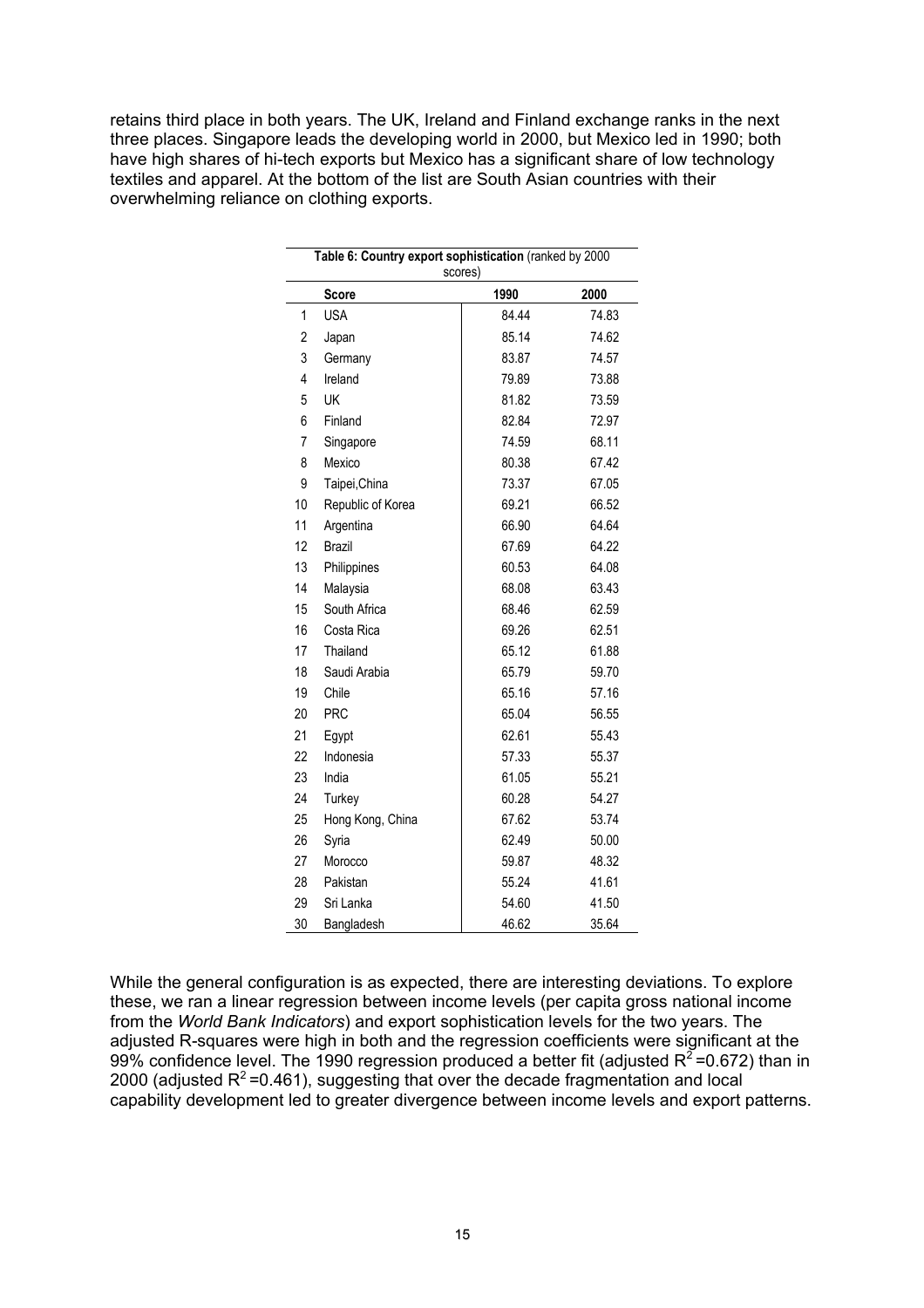retains third place in both years. The UK, Ireland and Finland exchange ranks in the next three places. Singapore leads the developing world in 2000, but Mexico led in 1990; both have high shares of hi-tech exports but Mexico has a significant share of low technology textiles and apparel. At the bottom of the list are South Asian countries with their overwhelming reliance on clothing exports.

**Table 6: Country export sophistication** (ranked by 2000 scores)

| | Score | 1990 | 2000 |
|---|---|---|---|
| 1 | USA | 84.44 | 74.83 |
| 2 | Japan | 85.14 | 74.62 |
| 3 | Germany | 83.87 | 74.57 |
| 4 | Ireland | 79.89 | 73.88 |
| 5 | UK | 81.82 | 73.59 |
| 6 | Finland | 82.84 | 72.97 |
| 7 | Singapore | 74.59 | 68.11 |
| 8 | Mexico | 80.38 | 67.42 |
| 9 | Taipei,China | 73.37 | 67.05 |
| 10 | Republic of Korea | 69.21 | 66.52 |
| 11 | Argentina | 66.90 | 64.64 |
| 12 | Brazil | 67.69 | 64.22 |
| 13 | Philippines | 60.53 | 64.08 |
| 14 | Malaysia | 68.08 | 63.43 |
| 15 | South Africa | 68.46 | 62.59 |
| 16 | Costa Rica | 69.26 | 62.51 |
| 17 | Thailand | 65.12 | 61.88 |
| 18 | Saudi Arabia | 65.79 | 59.70 |
| 19 | Chile | 65.16 | 57.16 |
| 20 | PRC | 65.04 | 56.55 |
| 21 | Egypt | 62.61 | 55.43 |
| 22 | Indonesia | 57.33 | 55.37 |
| 23 | India | 61.05 | 55.21 |
| 24 | Turkey | 60.28 | 54.27 |
| 25 | Hong Kong, China | 67.62 | 53.74 |
| 26 | Syria | 62.49 | 50.00 |
| 27 | Morocco | 59.87 | 48.32 |
| 28 | Pakistan | 55.24 | 41.61 |
| 29 | Sri Lanka | 54.60 | 41.50 |
| 30 | Bangladesh | 46.62 | 35.64 |

While the general configuration is as expected, there are interesting deviations. To explore these, we ran a linear regression between income levels (per capita gross national income from the *World Bank Indicators*) and export sophistication levels for the two years. The adjusted R-squares were high in both and the regression coefficients were significant at the 99% confidence level. The 1990 regression produced a better fit (adjusted $R^2$=0.672) than in 2000 (adjusted $R^2$=0.461), suggesting that over the decade fragmentation and local capability development led to greater divergence between income levels and export patterns.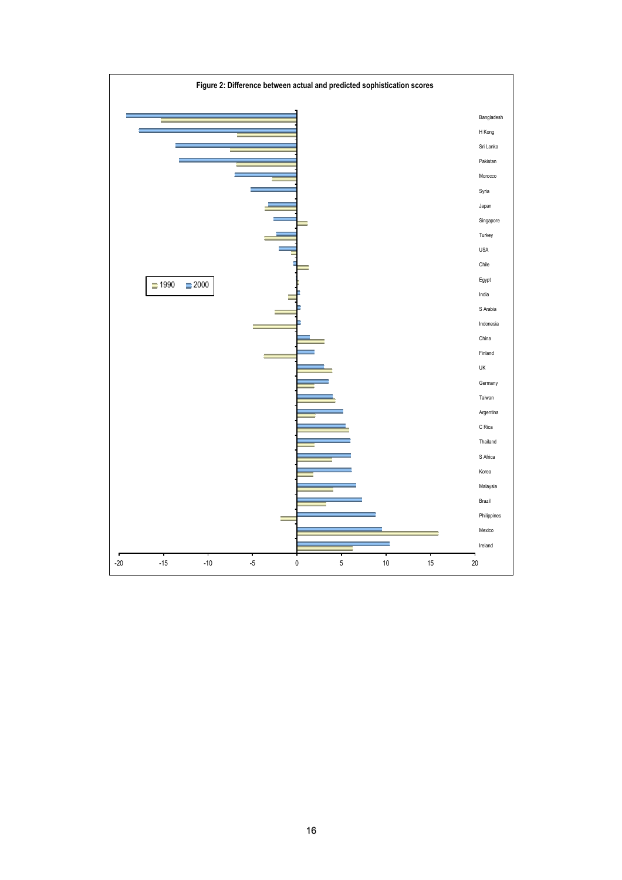**Figure 2: Difference between actual and predicted sophistication scores**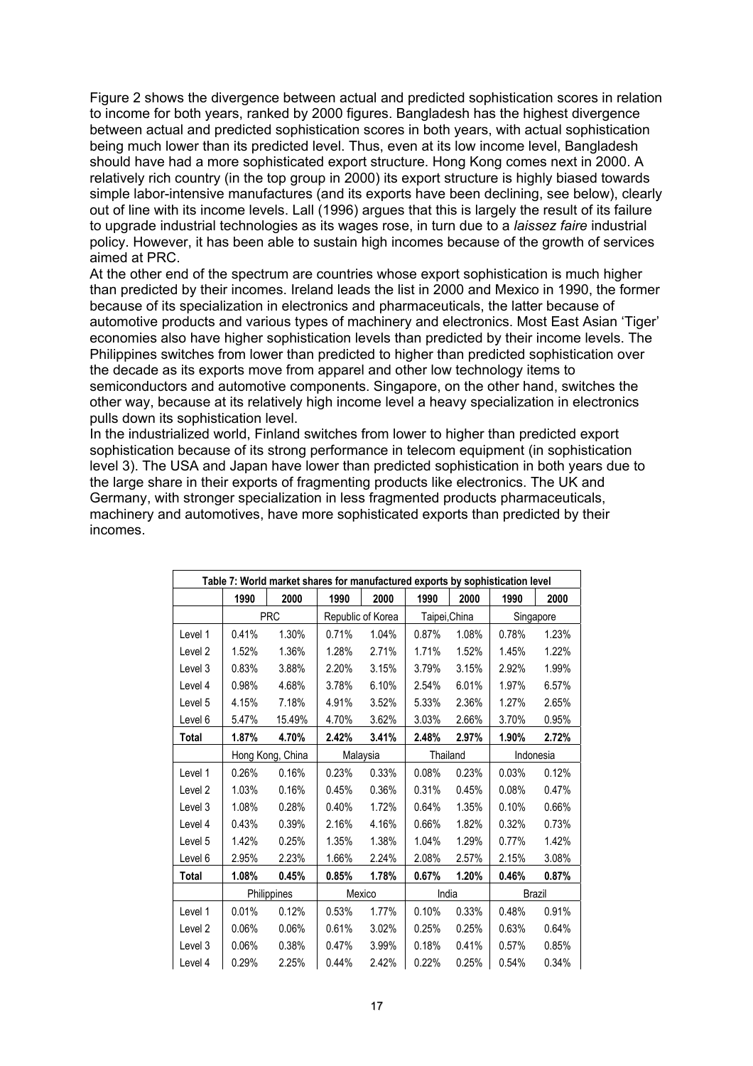Figure 2 shows the divergence between actual and predicted sophistication scores in relation to income for both years, ranked by 2000 figures. Bangladesh has the highest divergence between actual and predicted sophistication scores in both years, with actual sophistication being much lower than its predicted level. Thus, even at its low income level, Bangladesh should have had a more sophisticated export structure. Hong Kong comes next in 2000. A relatively rich country (in the top group in 2000) its export structure is highly biased towards simple labor-intensive manufactures (and its exports have been declining, see below), clearly out of line with its income levels. Lall (1996) argues that this is largely the result of its failure to upgrade industrial technologies as its wages rose, in turn due to a *laissez faire* industrial policy. However, it has been able to sustain high incomes because of the growth of services aimed at PRC.

At the other end of the spectrum are countries whose export sophistication is much higher than predicted by their incomes. Ireland leads the list in 2000 and Mexico in 1990, the former because of its specialization in electronics and pharmaceuticals, the latter because of automotive products and various types of machinery and electronics. Most East Asian 'Tiger' economies also have higher sophistication levels than predicted by their income levels. The Philippines switches from lower than predicted to higher than predicted sophistication over the decade as its exports move from apparel and other low technology items to semiconductors and automotive components. Singapore, on the other hand, switches the other way, because at its relatively high income level a heavy specialization in electronics pulls down its sophistication level.

In the industrialized world, Finland switches from lower to higher than predicted export sophistication because of its strong performance in telecom equipment (in sophistication level 3). The USA and Japan have lower than predicted sophistication in both years due to the large share in their exports of fragmenting products like electronics. The UK and Germany, with stronger specialization in less fragmented products pharmaceuticals, machinery and automotives, have more sophisticated exports than predicted by their incomes.

**Table 7: World market shares for manufactured exports by sophistication level**

| | 1990 | 2000 | 1990 | 2000 | 1990 | 2000 | 1990 | 2000 |
|---|---|---|---|---|---|---|---|---|
| | PRC | | Republic of Korea | | Taipei,China | | Singapore | |
| Level 1 | 0.41% | 1.30% | 0.71% | 1.04% | 0.87% | 1.08% | 0.78% | 1.23% |
| Level 2 | 1.52% | 1.36% | 1.28% | 2.71% | 1.71% | 1.52% | 1.45% | 1.22% |
| Level 3 | 0.83% | 3.88% | 2.20% | 3.15% | 3.79% | 3.15% | 2.92% | 1.99% |
| Level 4 | 0.98% | 4.68% | 3.78% | 6.10% | 2.54% | 6.01% | 1.97% | 6.57% |
| Level 5 | 4.15% | 7.18% | 4.91% | 3.52% | 5.33% | 2.36% | 1.27% | 2.65% |
| Level 6 | 5.47% | 15.49% | 4.70% | 3.62% | 3.03% | 2.66% | 3.70% | 0.95% |
| **Total** | **1.87%** | **4.70%** | **2.42%** | **3.41%** | **2.48%** | **2.97%** | **1.90%** | **2.72%** |
| | Hong Kong, China | | Malaysia | | Thailand | | Indonesia | |
| Level 1 | 0.26% | 0.16% | 0.23% | 0.33% | 0.08% | 0.23% | 0.03% | 0.12% |
| Level 2 | 1.03% | 0.16% | 0.45% | 0.36% | 0.31% | 0.45% | 0.08% | 0.47% |
| Level 3 | 1.08% | 0.28% | 0.40% | 1.72% | 0.64% | 1.35% | 0.10% | 0.66% |
| Level 4 | 0.43% | 0.39% | 2.16% | 4.16% | 0.66% | 1.82% | 0.32% | 0.73% |
| Level 5 | 1.42% | 0.25% | 1.35% | 1.38% | 1.04% | 1.29% | 0.77% | 1.42% |
| Level 6 | 2.95% | 2.23% | 1.66% | 2.24% | 2.08% | 2.57% | 2.15% | 3.08% |
| **Total** | **1.08%** | **0.45%** | **0.85%** | **1.78%** | **0.67%** | **1.20%** | **0.46%** | **0.87%** |
| | Philippines | | Mexico | | India | | Brazil | |
| Level 1 | 0.01% | 0.12% | 0.53% | 1.77% | 0.10% | 0.33% | 0.48% | 0.91% |
| Level 2 | 0.06% | 0.06% | 0.61% | 3.02% | 0.25% | 0.25% | 0.63% | 0.64% |
| Level 3 | 0.06% | 0.38% | 0.47% | 3.99% | 0.18% | 0.41% | 0.57% | 0.85% |
| Level 4 | 0.29% | 2.25% | 0.44% | 2.42% | 0.22% | 0.25% | 0.54% | 0.34% |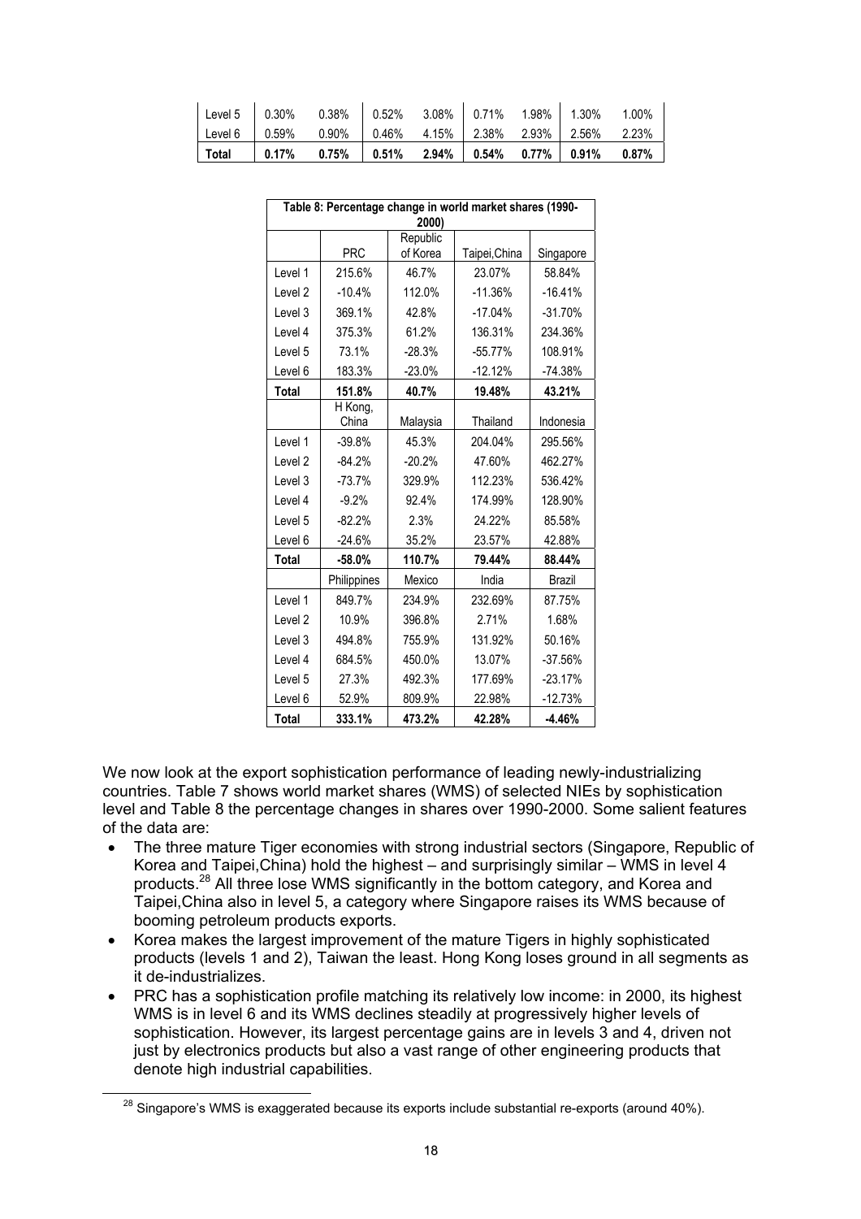| Level 5 | 0.30% | 0.38% | 0.52% | 3.08% | 0.71% | 1.98% | 1.30% | 1.00% |
|---|---|---|---|---|---|---|---|---|
| Level 6 | 0.59% | 0.90% | 0.46% | 4.15% | 2.38% | 2.93% | 2.56% | 2.23% |
| **Total** | **0.17%** | **0.75%** | **0.51%** | **2.94%** | **0.54%** | **0.77%** | **0.91%** | **0.87%** |

| Table 8: Percentage change in world market shares (1990-2000) | | | | |
|---|---|---|---|---|
| | PRC | Republic of Korea | Taipei,China | Singapore |
| Level 1 | 215.6% | 46.7% | 23.07% | 58.84% |
| Level 2 | -10.4% | 112.0% | -11.36% | -16.41% |
| Level 3 | 369.1% | 42.8% | -17.04% | -31.70% |
| Level 4 | 375.3% | 61.2% | 136.31% | 234.36% |
| Level 5 | 73.1% | -28.3% | -55.77% | 108.91% |
| Level 6 | 183.3% | -23.0% | -12.12% | -74.38% |
| **Total** | **151.8%** | **40.7%** | **19.48%** | **43.21%** |
| | H Kong, China | Malaysia | Thailand | Indonesia |
| Level 1 | -39.8% | 45.3% | 204.04% | 295.56% |
| Level 2 | -84.2% | -20.2% | 47.60% | 462.27% |
| Level 3 | -73.7% | 329.9% | 112.23% | 536.42% |
| Level 4 | -9.2% | 92.4% | 174.99% | 128.90% |
| Level 5 | -82.2% | 2.3% | 24.22% | 85.58% |
| Level 6 | -24.6% | 35.2% | 23.57% | 42.88% |
| **Total** | **-58.0%** | **110.7%** | **79.44%** | **88.44%** |
| | Philippines | Mexico | India | Brazil |
| Level 1 | 849.7% | 234.9% | 232.69% | 87.75% |
| Level 2 | 10.9% | 396.8% | 2.71% | 1.68% |
| Level 3 | 494.8% | 755.9% | 131.92% | 50.16% |
| Level 4 | 684.5% | 450.0% | 13.07% | -37.56% |
| Level 5 | 27.3% | 492.3% | 177.69% | -23.17% |
| Level 6 | 52.9% | 809.9% | 22.98% | -12.73% |
| **Total** | **333.1%** | **473.2%** | **42.28%** | **-4.46%** |

We now look at the export sophistication performance of leading newly-industrializing countries. Table 7 shows world market shares (WMS) of selected NIEs by sophistication level and Table 8 the percentage changes in shares over 1990-2000. Some salient features of the data are:

- The three mature Tiger economies with strong industrial sectors (Singapore, Republic of Korea and Taipei,China) hold the highest – and surprisingly similar – WMS in level 4 products.[28] All three lose WMS significantly in the bottom category, and Korea and Taipei,China also in level 5, a category where Singapore raises its WMS because of booming petroleum products exports.
- Korea makes the largest improvement of the mature Tigers in highly sophisticated products (levels 1 and 2), Taiwan the least. Hong Kong loses ground in all segments as it de-industrializes.
- PRC has a sophistication profile matching its relatively low income: in 2000, its highest WMS is in level 6 and its WMS declines steadily at progressively higher levels of sophistication. However, its largest percentage gains are in levels 3 and 4, driven not just by electronics products but also a vast range of other engineering products that denote high industrial capabilities.

[28] Singapore's WMS is exaggerated because its exports include substantial re-exports (around 40%).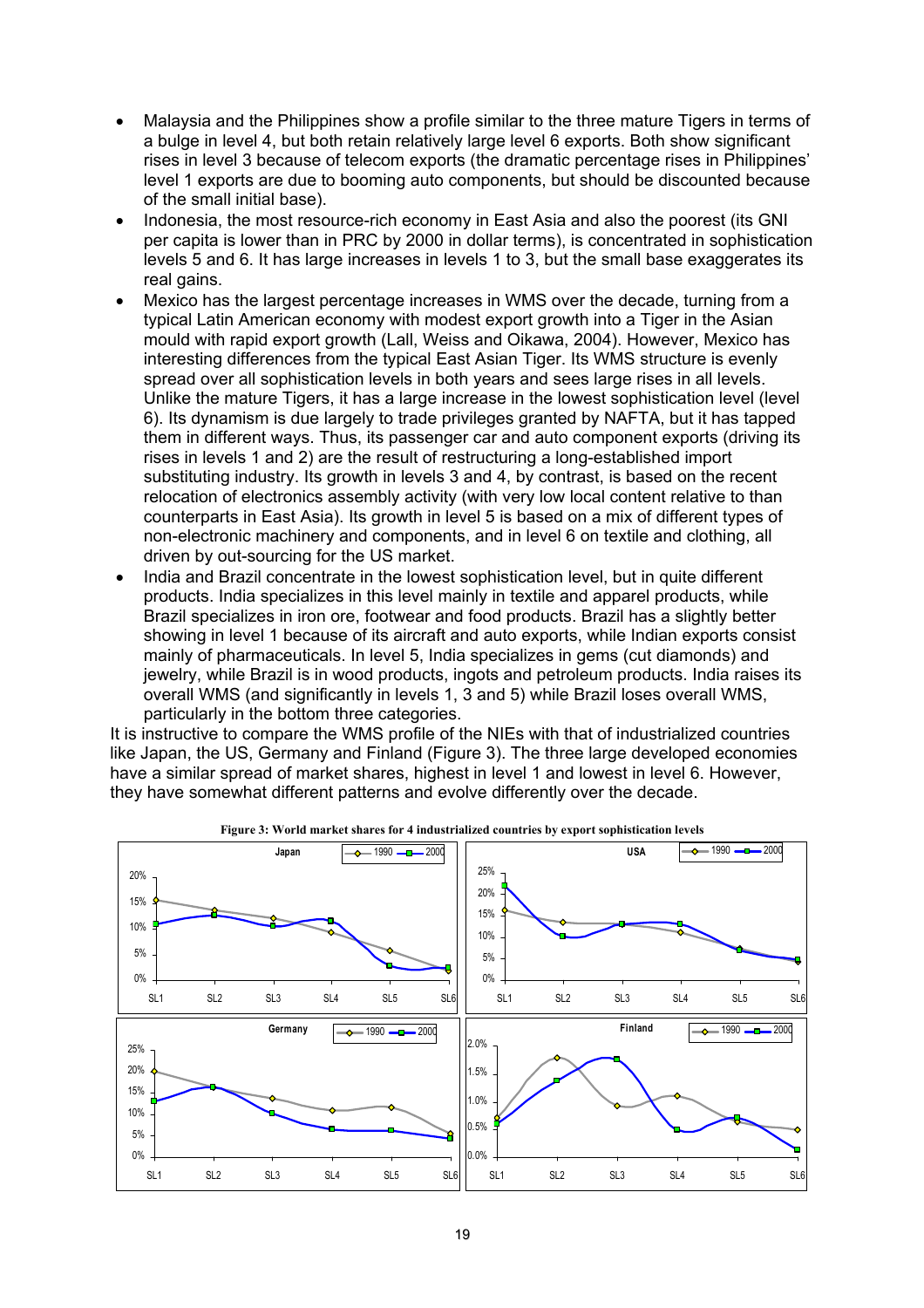- Malaysia and the Philippines show a profile similar to the three mature Tigers in terms of a bulge in level 4, but both retain relatively large level 6 exports. Both show significant rises in level 3 because of telecom exports (the dramatic percentage rises in Philippines' level 1 exports are due to booming auto components, but should be discounted because of the small initial base).
- Indonesia, the most resource-rich economy in East Asia and also the poorest (its GNI per capita is lower than in PRC by 2000 in dollar terms), is concentrated in sophistication levels 5 and 6. It has large increases in levels 1 to 3, but the small base exaggerates its real gains.
- Mexico has the largest percentage increases in WMS over the decade, turning from a typical Latin American economy with modest export growth into a Tiger in the Asian mould with rapid export growth (Lall, Weiss and Oikawa, 2004). However, Mexico has interesting differences from the typical East Asian Tiger. Its WMS structure is evenly spread over all sophistication levels in both years and sees large rises in all levels. Unlike the mature Tigers, it has a large increase in the lowest sophistication level (level 6). Its dynamism is due largely to trade privileges granted by NAFTA, but it has tapped them in different ways. Thus, its passenger car and auto component exports (driving its rises in levels 1 and 2) are the result of restructuring a long-established import substituting industry. Its growth in levels 3 and 4, by contrast, is based on the recent relocation of electronics assembly activity (with very low local content relative to than counterparts in East Asia). Its growth in level 5 is based on a mix of different types of non-electronic machinery and components, and in level 6 on textile and clothing, all driven by out-sourcing for the US market.
- India and Brazil concentrate in the lowest sophistication level, but in quite different products. India specializes in this level mainly in textile and apparel products, while Brazil specializes in iron ore, footwear and food products. Brazil has a slightly better showing in level 1 because of its aircraft and auto exports, while Indian exports consist mainly of pharmaceuticals. In level 5, India specializes in gems (cut diamonds) and jewelry, while Brazil is in wood products, ingots and petroleum products. India raises its overall WMS (and significantly in levels 1, 3 and 5) while Brazil loses overall WMS, particularly in the bottom three categories.

It is instructive to compare the WMS profile of the NIEs with that of industrialized countries like Japan, the US, Germany and Finland (Figure 3). The three large developed economies have a similar spread of market shares, highest in level 1 and lowest in level 6. However, they have somewhat different patterns and evolve differently over the decade.

**Figure 3: World market shares for 4 industrialized countries by export sophistication levels**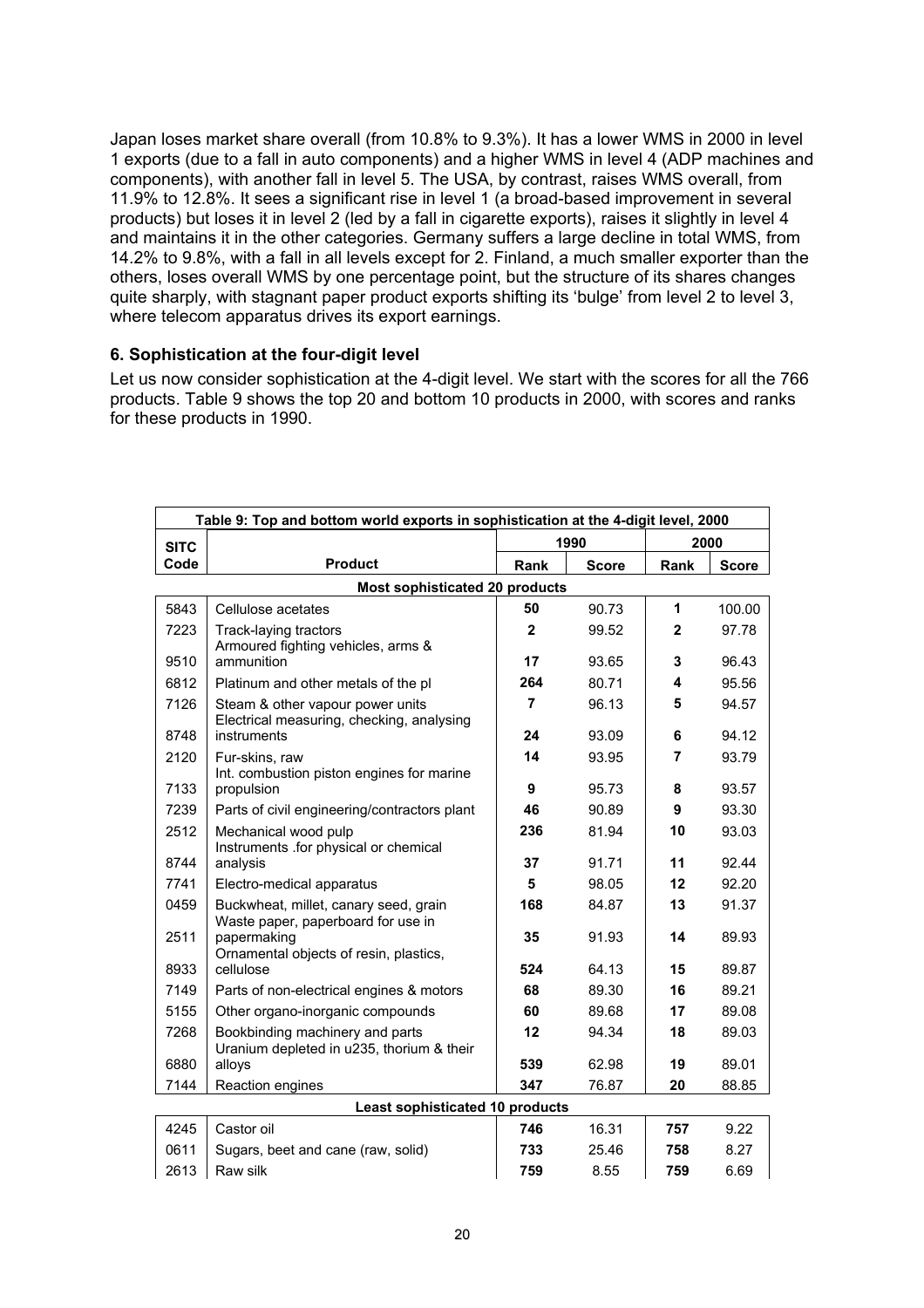Japan loses market share overall (from 10.8% to 9.3%). It has a lower WMS in 2000 in level 1 exports (due to a fall in auto components) and a higher WMS in level 4 (ADP machines and components), with another fall in level 5. The USA, by contrast, raises WMS overall, from 11.9% to 12.8%. It sees a significant rise in level 1 (a broad-based improvement in several products) but loses it in level 2 (led by a fall in cigarette exports), raises it slightly in level 4 and maintains it in the other categories. Germany suffers a large decline in total WMS, from 14.2% to 9.8%, with a fall in all levels except for 2. Finland, a much smaller exporter than the others, loses overall WMS by one percentage point, but the structure of its shares changes quite sharply, with stagnant paper product exports shifting its 'bulge' from level 2 to level 3, where telecom apparatus drives its export earnings.

### 6. Sophistication at the four-digit level

Let us now consider sophistication at the 4-digit level. We start with the scores for all the 766 products. Table 9 shows the top 20 and bottom 10 products in 2000, with scores and ranks for these products in 1990.

| Table 9: Top and bottom world exports in sophistication at the 4-digit level, 2000 | | | | | |
|---|---|---|---|---|---|
| **SITC** | | **1990** | | **2000** | |
| **Code** | **Product** | **Rank** | **Score** | **Rank** | **Score** |
| | **Most sophisticated 20 products** | | | | |
| 5843 | Cellulose acetates | 50 | 90.73 | 1 | 100.00 |
| 7223 | Track-laying tractors | 2 | 99.52 | 2 | 97.78 |
| 9510 | Armoured fighting vehicles, arms & ammunition | 17 | 93.65 | 3 | 96.43 |
| 6812 | Platinum and other metals of the pl | 264 | 80.71 | 4 | 95.56 |
| 7126 | Steam & other vapour power units | 7 | 96.13 | 5 | 94.57 |
| 8748 | Electrical measuring, checking, analysing instruments | 24 | 93.09 | 6 | 94.12 |
| 2120 | Fur-skins, raw | 14 | 93.95 | 7 | 93.79 |
| 7133 | Int. combustion piston engines for marine propulsion | 9 | 95.73 | 8 | 93.57 |
| 7239 | Parts of civil engineering/contractors plant | 46 | 90.89 | 9 | 93.30 |
| 2512 | Mechanical wood pulp | 236 | 81.94 | 10 | 93.03 |
| 8744 | Instruments .for physical or chemical analysis | 37 | 91.71 | 11 | 92.44 |
| 7741 | Electro-medical apparatus | 5 | 98.05 | 12 | 92.20 |
| 0459 | Buckwheat, millet, canary seed, grain | 168 | 84.87 | 13 | 91.37 |
| 2511 | Waste paper, paperboard for use in papermaking | 35 | 91.93 | 14 | 89.93 |
| 8933 | Ornamental objects of resin, plastics, cellulose | 524 | 64.13 | 15 | 89.87 |
| 7149 | Parts of non-electrical engines & motors | 68 | 89.30 | 16 | 89.21 |
| 5155 | Other organo-inorganic compounds | 60 | 89.68 | 17 | 89.08 |
| 7268 | Bookbinding machinery and parts | 12 | 94.34 | 18 | 89.03 |
| 6880 | Uranium depleted in u235, thorium & their alloys | 539 | 62.98 | 19 | 89.01 |
| 7144 | Reaction engines | 347 | 76.87 | 20 | 88.85 |
| | **Least sophisticated 10 products** | | | | |
| 4245 | Castor oil | 746 | 16.31 | 757 | 9.22 |
| 0611 | Sugars, beet and cane (raw, solid) | 733 | 25.46 | 758 | 8.27 |
| 2613 | Raw silk | 759 | 8.55 | 759 | 6.69 |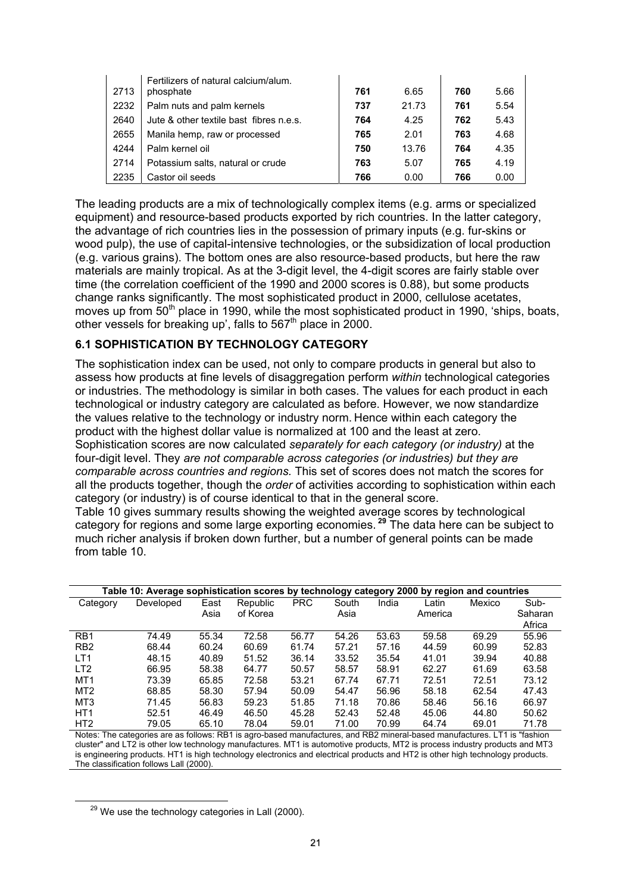| 2713 | Fertilizers of natural calcium/alum. phosphate | **761** | 6.65 | **760** | 5.66 |
|---|---|---|---|---|---|
| 2232 | Palm nuts and palm kernels | **737** | 21.73 | **761** | 5.54 |
| 2640 | Jute & other textile bast fibres n.e.s. | **764** | 4.25 | **762** | 5.43 |
| 2655 | Manila hemp, raw or processed | **765** | 2.01 | **763** | 4.68 |
| 4244 | Palm kernel oil | **750** | 13.76 | **764** | 4.35 |
| 2714 | Potassium salts, natural or crude | **763** | 5.07 | **765** | 4.19 |
| 2235 | Castor oil seeds | **766** | 0.00 | **766** | 0.00 |

The leading products are a mix of technologically complex items (e.g. arms or specialized equipment) and resource-based products exported by rich countries. In the latter category, the advantage of rich countries lies in the possession of primary inputs (e.g. fur-skins or wood pulp), the use of capital-intensive technologies, or the subsidization of local production (e.g. various grains). The bottom ones are also resource-based products, but here the raw materials are mainly tropical. As at the 3-digit level, the 4-digit scores are fairly stable over time (the correlation coefficient of the 1990 and 2000 scores is 0.88), but some products change ranks significantly. The most sophisticated product in 2000, cellulose acetates, moves up from 50th place in 1990, while the most sophisticated product in 1990, 'ships, boats, other vessels for breaking up', falls to 567th place in 2000.

### 6.1 SOPHISTICATION BY TECHNOLOGY CATEGORY

The sophistication index can be used, not only to compare products in general but also to assess how products at fine levels of disaggregation perform *within* technological categories or industries. The methodology is similar in both cases. The values for each product in each technological or industry category are calculated as before. However, we now standardize the values relative to the technology or industry norm. Hence within each category the product with the highest dollar value is normalized at 100 and the least at zero. Sophistication scores are now calculated *separately for each category (or industry)* at the four-digit level. They *are not comparable across categories (or industries) but they are comparable across countries and regions.* This set of scores does not match the scores for all the products together, though the *order* of activities according to sophistication within each category (or industry) is of course identical to that in the general score.

Table 10 gives summary results showing the weighted average scores by technological category for regions and some large exporting economies.[29] The data here can be subject to much richer analysis if broken down further, but a number of general points can be made from table 10.

**Table 10: Average sophistication scores by technology category 2000 by region and countries**

| Category | Developed | East Asia | Republic of Korea | PRC | South Asia | India | Latin America | Mexico | Sub-Saharan Africa |
|---|---|---|---|---|---|---|---|---|---|
| RB1 | 74.49 | 55.34 | 72.58 | 56.77 | 54.26 | 53.63 | 59.58 | 69.29 | 55.96 |
| RB2 | 68.44 | 60.24 | 60.69 | 61.74 | 57.21 | 57.16 | 44.59 | 60.99 | 52.83 |
| LT1 | 48.15 | 40.89 | 51.52 | 36.14 | 33.52 | 35.54 | 41.01 | 39.94 | 40.88 |
| LT2 | 66.95 | 58.38 | 64.77 | 50.57 | 58.57 | 58.91 | 62.27 | 61.69 | 63.58 |
| MT1 | 73.39 | 65.85 | 72.58 | 53.21 | 67.74 | 67.71 | 72.51 | 72.51 | 73.12 |
| MT2 | 68.85 | 58.30 | 57.94 | 50.09 | 54.47 | 56.96 | 58.18 | 62.54 | 47.43 |
| MT3 | 71.45 | 56.83 | 59.23 | 51.85 | 71.18 | 70.86 | 58.46 | 56.16 | 66.97 |
| HT1 | 52.51 | 46.49 | 46.50 | 45.28 | 52.43 | 52.48 | 45.06 | 44.80 | 50.62 |
| HT2 | 79.05 | 65.10 | 78.04 | 59.01 | 71.00 | 70.99 | 64.74 | 69.01 | 71.78 |

Notes: The categories are as follows: RB1 is agro-based manufactures, and RB2 mineral-based manufactures. LT1 is "fashion cluster" and LT2 is other low technology manufactures. MT1 is automotive products, MT2 is process industry products and MT3 is engineering products. HT1 is high technology electronics and electrical products and HT2 is other high technology products. The classification follows Lall (2000).

[29] We use the technology categories in Lall (2000).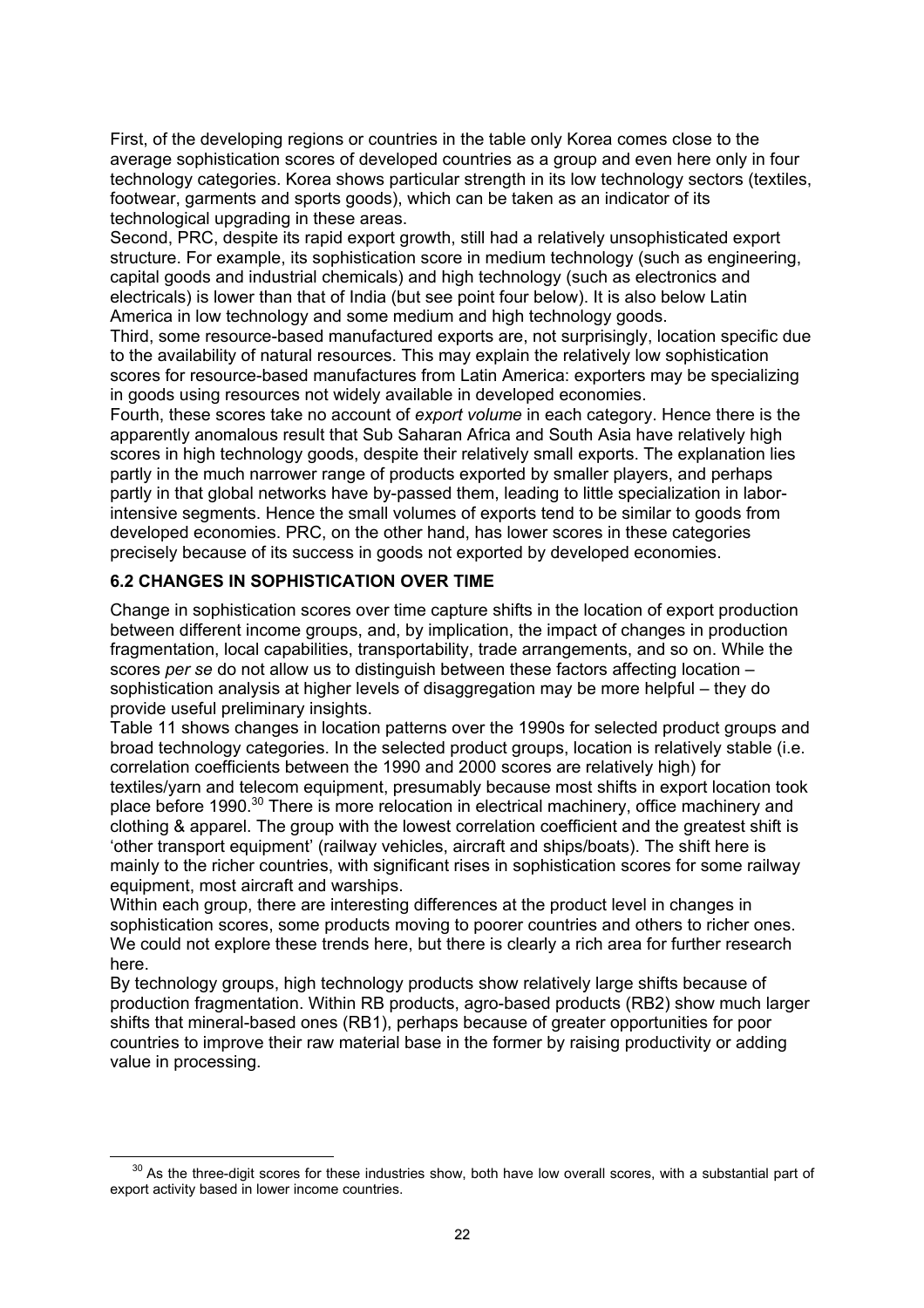First, of the developing regions or countries in the table only Korea comes close to the average sophistication scores of developed countries as a group and even here only in four technology categories. Korea shows particular strength in its low technology sectors (textiles, footwear, garments and sports goods), which can be taken as an indicator of its technological upgrading in these areas.

Second, PRC, despite its rapid export growth, still had a relatively unsophisticated export structure. For example, its sophistication score in medium technology (such as engineering, capital goods and industrial chemicals) and high technology (such as electronics and electricals) is lower than that of India (but see point four below). It is also below Latin America in low technology and some medium and high technology goods.

Third, some resource-based manufactured exports are, not surprisingly, location specific due to the availability of natural resources. This may explain the relatively low sophistication scores for resource-based manufactures from Latin America: exporters may be specializing in goods using resources not widely available in developed economies.

Fourth, these scores take no account of *export volume* in each category. Hence there is the apparently anomalous result that Sub Saharan Africa and South Asia have relatively high scores in high technology goods, despite their relatively small exports. The explanation lies partly in the much narrower range of products exported by smaller players, and perhaps partly in that global networks have by-passed them, leading to little specialization in labor-intensive segments. Hence the small volumes of exports tend to be similar to goods from developed economies. PRC, on the other hand, has lower scores in these categories precisely because of its success in goods not exported by developed economies.

### 6.2 CHANGES IN SOPHISTICATION OVER TIME

Change in sophistication scores over time capture shifts in the location of export production between different income groups, and, by implication, the impact of changes in production fragmentation, local capabilities, transportability, trade arrangements, and so on. While the scores *per se* do not allow us to distinguish between these factors affecting location – sophistication analysis at higher levels of disaggregation may be more helpful – they do provide useful preliminary insights.

Table 11 shows changes in location patterns over the 1990s for selected product groups and broad technology categories. In the selected product groups, location is relatively stable (i.e. correlation coefficients between the 1990 and 2000 scores are relatively high) for textiles/yarn and telecom equipment, presumably because most shifts in export location took place before 1990.[30] There is more relocation in electrical machinery, office machinery and clothing & apparel. The group with the lowest correlation coefficient and the greatest shift is 'other transport equipment' (railway vehicles, aircraft and ships/boats). The shift here is mainly to the richer countries, with significant rises in sophistication scores for some railway equipment, most aircraft and warships.

Within each group, there are interesting differences at the product level in changes in sophistication scores, some products moving to poorer countries and others to richer ones. We could not explore these trends here, but there is clearly a rich area for further research here.

By technology groups, high technology products show relatively large shifts because of production fragmentation. Within RB products, agro-based products (RB2) show much larger shifts that mineral-based ones (RB1), perhaps because of greater opportunities for poor countries to improve their raw material base in the former by raising productivity or adding value in processing.

[30] As the three-digit scores for these industries show, both have low overall scores, with a substantial part of export activity based in lower income countries.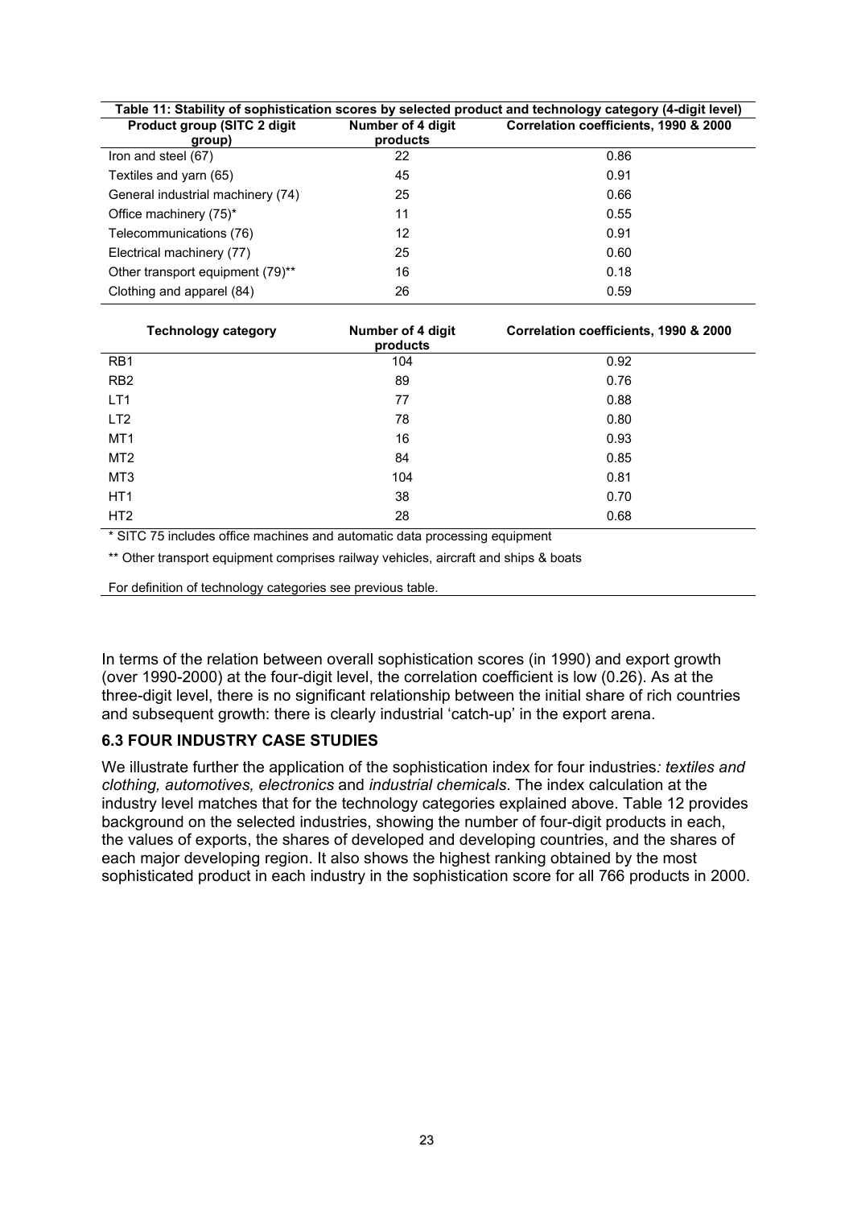**Table 11: Stability of sophistication scores by selected product and technology category (4-digit level)**

| Product group (SITC 2 digit group) | Number of 4 digit products | Correlation coefficients, 1990 & 2000 |
|---|---|---|
| Iron and steel (67) | 22 | 0.86 |
| Textiles and yarn (65) | 45 | 0.91 |
| General industrial machinery (74) | 25 | 0.66 |
| Office machinery (75)* | 11 | 0.55 |
| Telecommunications (76) | 12 | 0.91 |
| Electrical machinery (77) | 25 | 0.60 |
| Other transport equipment (79)** | 16 | 0.18 |
| Clothing and apparel (84) | 26 | 0.59 |

| Technology category | Number of 4 digit products | Correlation coefficients, 1990 & 2000 |
|---|---|---|
| RB1 | 104 | 0.92 |
| RB2 | 89 | 0.76 |
| LT1 | 77 | 0.88 |
| LT2 | 78 | 0.80 |
| MT1 | 16 | 0.93 |
| MT2 | 84 | 0.85 |
| MT3 | 104 | 0.81 |
| HT1 | 38 | 0.70 |
| HT2 | 28 | 0.68 |

* SITC 75 includes office machines and automatic data processing equipment

** Other transport equipment comprises railway vehicles, aircraft and ships & boats

For definition of technology categories see previous table.

In terms of the relation between overall sophistication scores (in 1990) and export growth (over 1990-2000) at the four-digit level, the correlation coefficient is low (0.26). As at the three-digit level, there is no significant relationship between the initial share of rich countries and subsequent growth: there is clearly industrial 'catch-up' in the export arena.

### 6.3 FOUR INDUSTRY CASE STUDIES

We illustrate further the application of the sophistication index for four industries*: textiles and clothing, automotives, electronics* and *industrial chemicals*. The index calculation at the industry level matches that for the technology categories explained above. Table 12 provides background on the selected industries, showing the number of four-digit products in each, the values of exports, the shares of developed and developing countries, and the shares of each major developing region. It also shows the highest ranking obtained by the most sophisticated product in each industry in the sophistication score for all 766 products in 2000.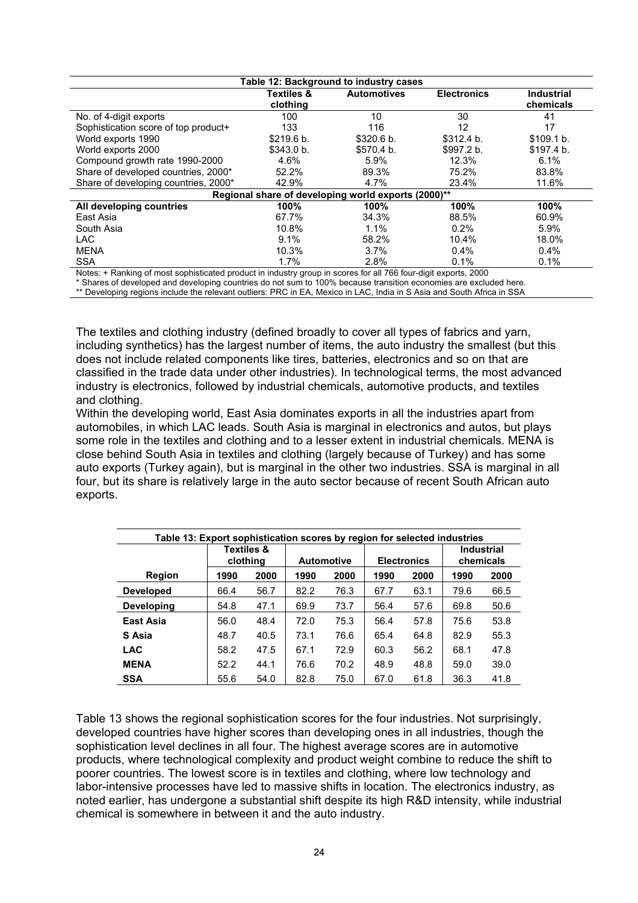| Table 12: Background to industry cases | | | | |
|---|---|---|---|---|
| | Textiles & clothing | Automotives | Electronics | Industrial chemicals |
| No. of 4-digit exports | 100 | 10 | 30 | 41 |
| Sophistication score of top product+ | 133 | 116 | 12 | 17 |
| World exports 1990 | $219.6 b. | $320.6 b. | $312.4 b. | $109.1 b. |
| World exports 2000 | $343.0 b. | $570.4 b. | $997.2 b. | $197.4 b. |
| Compound growth rate 1990-2000 | 4.6% | 5.9% | 12.3% | 6.1% |
| Share of developed countries, 2000* | 52.2% | 89.3% | 75.2% | 83.8% |
| Share of developing countries, 2000* | 42.9% | 4.7% | 23.4% | 11.6% |
| **Regional share of developing world exports (2000)**** | | | | |
| **All developing countries** | **100%** | **100%** | **100%** | **100%** |
| East Asia | 67.7% | 34.3% | 88.5% | 60.9% |
| South Asia | 10.8% | 1.1% | 0.2% | 5.9% |
| LAC | 9.1% | 58.2% | 10.4% | 18.0% |
| MENA | 10.3% | 3.7% | 0.4% | 0.4% |
| SSA | 1.7% | 2.8% | 0.1% | 0.1% |

Notes: + Ranking of most sophisticated product in industry group in scores for all 766 four-digit exports, 2000

* Shares of developed and developing countries do not sum to 100% because transition economies are excluded here.

** Developing regions include the relevant outliers: PRC in EA, Mexico in LAC, India in S Asia and South Africa in SSA

The textiles and clothing industry (defined broadly to cover all types of fabrics and yarn, including synthetics) has the largest number of items, the auto industry the smallest (but this does not include related components like tires, batteries, electronics and so on that are classified in the trade data under other industries). In technological terms, the most advanced industry is electronics, followed by industrial chemicals, automotive products, and textiles and clothing.

Within the developing world, East Asia dominates exports in all the industries apart from automobiles, in which LAC leads. South Asia is marginal in electronics and autos, but plays some role in the textiles and clothing and to a lesser extent in industrial chemicals. MENA is close behind South Asia in textiles and clothing (largely because of Turkey) and has some auto exports (Turkey again), but is marginal in the other two industries. SSA is marginal in all four, but its share is relatively large in the auto sector because of recent South African auto exports.

| Table 13: Export sophistication scores by region for selected industries | | | | | | | | |
|---|---|---|---|---|---|---|---|---|
| | Textiles & clothing | | Automotive | | Electronics | | Industrial chemicals | |
| **Region** | **1990** | **2000** | **1990** | **2000** | **1990** | **2000** | **1990** | **2000** |
| **Developed** | 66.4 | 56.7 | 82.2 | 76.3 | 67.7 | 63.1 | 79.6 | 66.5 |
| **Developing** | 54.8 | 47.1 | 69.9 | 73.7 | 56.4 | 57.6 | 69.8 | 50.6 |
| **East Asia** | 56.0 | 48.4 | 72.0 | 75.3 | 56.4 | 57.8 | 75.6 | 53.8 |
| **S Asia** | 48.7 | 40.5 | 73.1 | 76.6 | 65.4 | 64.8 | 82.9 | 55.3 |
| **LAC** | 58.2 | 47.5 | 67.1 | 72.9 | 60.3 | 56.2 | 68.1 | 47.8 |
| **MENA** | 52.2 | 44.1 | 76.6 | 70.2 | 48.9 | 48.8 | 59.0 | 39.0 |
| **SSA** | 55.6 | 54.0 | 82.8 | 75.0 | 67.0 | 61.8 | 36.3 | 41.8 |

Table 13 shows the regional sophistication scores for the four industries. Not surprisingly, developed countries have higher scores than developing ones in all industries, though the sophistication level declines in all four. The highest average scores are in automotive products, where technological complexity and product weight combine to reduce the shift to poorer countries. The lowest score is in textiles and clothing, where low technology and labor-intensive processes have led to massive shifts in location. The electronics industry, as noted earlier, has undergone a substantial shift despite its high R&D intensity, while industrial chemical is somewhere in between it and the auto industry.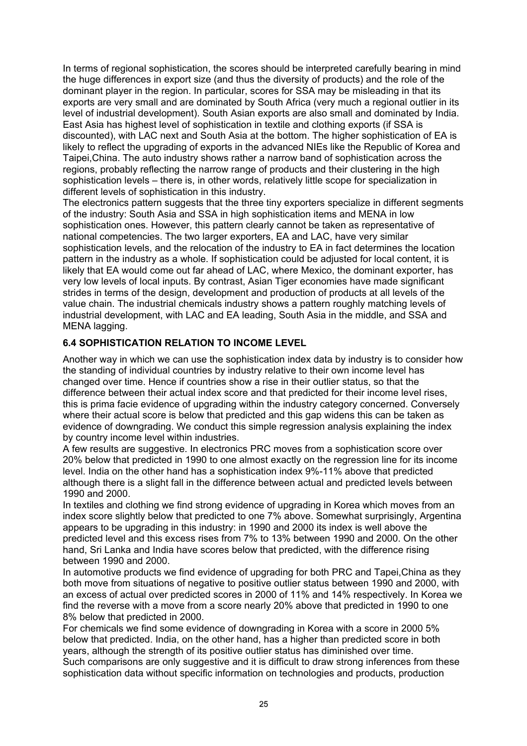In terms of regional sophistication, the scores should be interpreted carefully bearing in mind the huge differences in export size (and thus the diversity of products) and the role of the dominant player in the region. In particular, scores for SSA may be misleading in that its exports are very small and are dominated by South Africa (very much a regional outlier in its level of industrial development). South Asian exports are also small and dominated by India. East Asia has highest level of sophistication in textile and clothing exports (if SSA is discounted), with LAC next and South Asia at the bottom. The higher sophistication of EA is likely to reflect the upgrading of exports in the advanced NIEs like the Republic of Korea and Taipei,China. The auto industry shows rather a narrow band of sophistication across the regions, probably reflecting the narrow range of products and their clustering in the high sophistication levels – there is, in other words, relatively little scope for specialization in different levels of sophistication in this industry.

The electronics pattern suggests that the three tiny exporters specialize in different segments of the industry: South Asia and SSA in high sophistication items and MENA in low sophistication ones. However, this pattern clearly cannot be taken as representative of national competencies. The two larger exporters, EA and LAC, have very similar sophistication levels, and the relocation of the industry to EA in fact determines the location pattern in the industry as a whole. If sophistication could be adjusted for local content, it is likely that EA would come out far ahead of LAC, where Mexico, the dominant exporter, has very low levels of local inputs. By contrast, Asian Tiger economies have made significant strides in terms of the design, development and production of products at all levels of the value chain. The industrial chemicals industry shows a pattern roughly matching levels of industrial development, with LAC and EA leading, South Asia in the middle, and SSA and MENA lagging.

### 6.4 SOPHISTICATION RELATION TO INCOME LEVEL

Another way in which we can use the sophistication index data by industry is to consider how the standing of individual countries by industry relative to their own income level has changed over time. Hence if countries show a rise in their outlier status, so that the difference between their actual index score and that predicted for their income level rises, this is prima facie evidence of upgrading within the industry category concerned. Conversely where their actual score is below that predicted and this gap widens this can be taken as evidence of downgrading. We conduct this simple regression analysis explaining the index by country income level within industries.

A few results are suggestive. In electronics PRC moves from a sophistication score over 20% below that predicted in 1990 to one almost exactly on the regression line for its income level. India on the other hand has a sophistication index 9%-11% above that predicted although there is a slight fall in the difference between actual and predicted levels between 1990 and 2000.

In textiles and clothing we find strong evidence of upgrading in Korea which moves from an index score slightly below that predicted to one 7% above. Somewhat surprisingly, Argentina appears to be upgrading in this industry: in 1990 and 2000 its index is well above the predicted level and this excess rises from 7% to 13% between 1990 and 2000. On the other hand, Sri Lanka and India have scores below that predicted, with the difference rising between 1990 and 2000.

In automotive products we find evidence of upgrading for both PRC and Tapei,China as they both move from situations of negative to positive outlier status between 1990 and 2000, with an excess of actual over predicted scores in 2000 of 11% and 14% respectively. In Korea we find the reverse with a move from a score nearly 20% above that predicted in 1990 to one 8% below that predicted in 2000.

For chemicals we find some evidence of downgrading in Korea with a score in 2000 5% below that predicted. India, on the other hand, has a higher than predicted score in both years, although the strength of its positive outlier status has diminished over time.

Such comparisons are only suggestive and it is difficult to draw strong inferences from these sophistication data without specific information on technologies and products, production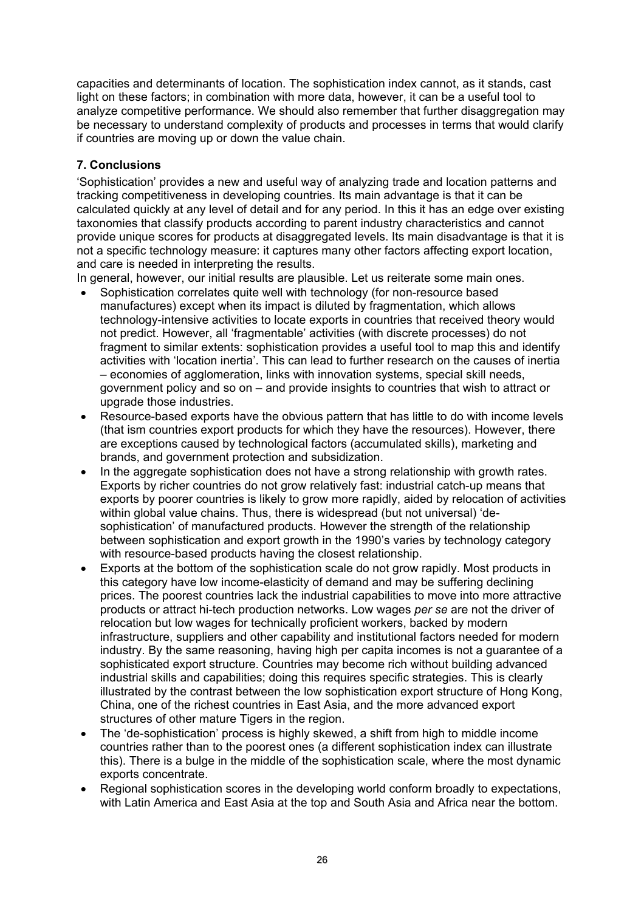capacities and determinants of location. The sophistication index cannot, as it stands, cast light on these factors; in combination with more data, however, it can be a useful tool to analyze competitive performance. We should also remember that further disaggregation may be necessary to understand complexity of products and processes in terms that would clarify if countries are moving up or down the value chain.

## 7. Conclusions

'Sophistication' provides a new and useful way of analyzing trade and location patterns and tracking competitiveness in developing countries. Its main advantage is that it can be calculated quickly at any level of detail and for any period. In this it has an edge over existing taxonomies that classify products according to parent industry characteristics and cannot provide unique scores for products at disaggregated levels. Its main disadvantage is that it is not a specific technology measure: it captures many other factors affecting export location, and care is needed in interpreting the results.

In general, however, our initial results are plausible. Let us reiterate some main ones.

- Sophistication correlates quite well with technology (for non-resource based manufactures) except when its impact is diluted by fragmentation, which allows technology-intensive activities to locate exports in countries that received theory would not predict. However, all 'fragmentable' activities (with discrete processes) do not fragment to similar extents: sophistication provides a useful tool to map this and identify activities with 'location inertia'. This can lead to further research on the causes of inertia – economies of agglomeration, links with innovation systems, special skill needs, government policy and so on – and provide insights to countries that wish to attract or upgrade those industries.
- Resource-based exports have the obvious pattern that has little to do with income levels (that ism countries export products for which they have the resources). However, there are exceptions caused by technological factors (accumulated skills), marketing and brands, and government protection and subsidization.
- In the aggregate sophistication does not have a strong relationship with growth rates. Exports by richer countries do not grow relatively fast: industrial catch-up means that exports by poorer countries is likely to grow more rapidly, aided by relocation of activities within global value chains. Thus, there is widespread (but not universal) 'de-sophistication' of manufactured products. However the strength of the relationship between sophistication and export growth in the 1990's varies by technology category with resource-based products having the closest relationship.
- Exports at the bottom of the sophistication scale do not grow rapidly. Most products in this category have low income-elasticity of demand and may be suffering declining prices. The poorest countries lack the industrial capabilities to move into more attractive products or attract hi-tech production networks. Low wages *per se* are not the driver of relocation but low wages for technically proficient workers, backed by modern infrastructure, suppliers and other capability and institutional factors needed for modern industry. By the same reasoning, having high per capita incomes is not a guarantee of a sophisticated export structure. Countries may become rich without building advanced industrial skills and capabilities; doing this requires specific strategies. This is clearly illustrated by the contrast between the low sophistication export structure of Hong Kong, China, one of the richest countries in East Asia, and the more advanced export structures of other mature Tigers in the region.
- The 'de-sophistication' process is highly skewed, a shift from high to middle income countries rather than to the poorest ones (a different sophistication index can illustrate this). There is a bulge in the middle of the sophistication scale, where the most dynamic exports concentrate.
- Regional sophistication scores in the developing world conform broadly to expectations, with Latin America and East Asia at the top and South Asia and Africa near the bottom.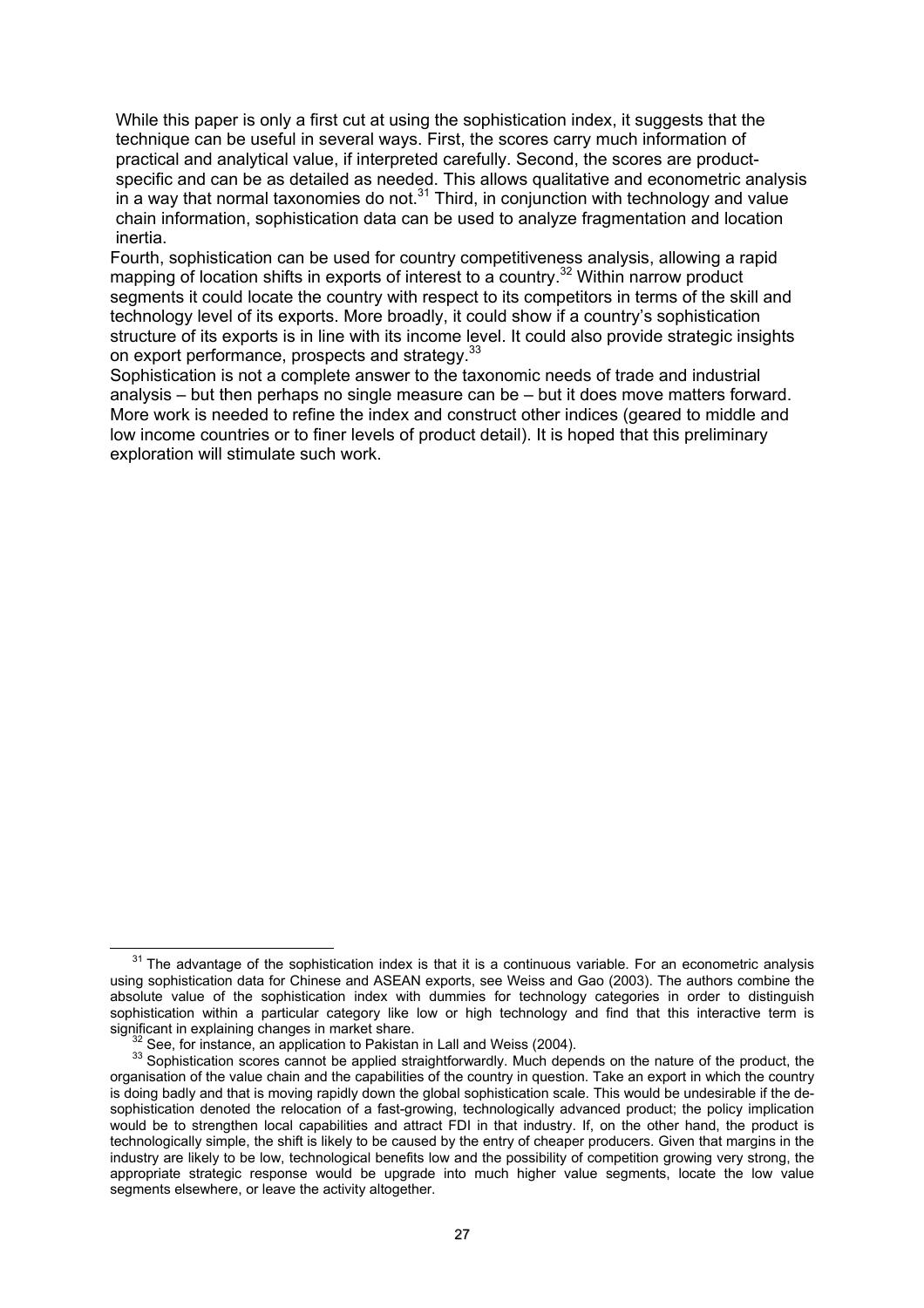While this paper is only a first cut at using the sophistication index, it suggests that the technique can be useful in several ways. First, the scores carry much information of practical and analytical value, if interpreted carefully. Second, the scores are product-specific and can be as detailed as needed. This allows qualitative and econometric analysis in a way that normal taxonomies do not.[31] Third, in conjunction with technology and value chain information, sophistication data can be used to analyze fragmentation and location inertia.

Fourth, sophistication can be used for country competitiveness analysis, allowing a rapid mapping of location shifts in exports of interest to a country.[32] Within narrow product segments it could locate the country with respect to its competitors in terms of the skill and technology level of its exports. More broadly, it could show if a country's sophistication structure of its exports is in line with its income level. It could also provide strategic insights on export performance, prospects and strategy.[33]

Sophistication is not a complete answer to the taxonomic needs of trade and industrial analysis – but then perhaps no single measure can be – but it does move matters forward. More work is needed to refine the index and construct other indices (geared to middle and low income countries or to finer levels of product detail). It is hoped that this preliminary exploration will stimulate such work.

---

[31] The advantage of the sophistication index is that it is a continuous variable. For an econometric analysis using sophistication data for Chinese and ASEAN exports, see Weiss and Gao (2003). The authors combine the absolute value of the sophistication index with dummies for technology categories in order to distinguish sophistication within a particular category like low or high technology and find that this interactive term is significant in explaining changes in market share.

[32] See, for instance, an application to Pakistan in Lall and Weiss (2004).

[33] Sophistication scores cannot be applied straightforwardly. Much depends on the nature of the product, the organisation of the value chain and the capabilities of the country in question. Take an export in which the country is doing badly and that is moving rapidly down the global sophistication scale. This would be undesirable if the de-sophistication denoted the relocation of a fast-growing, technologically advanced product; the policy implication would be to strengthen local capabilities and attract FDI in that industry. If, on the other hand, the product is technologically simple, the shift is likely to be caused by the entry of cheaper producers. Given that margins in the industry are likely to be low, technological benefits low and the possibility of competition growing very strong, the appropriate strategic response would be upgrade into much higher value segments, locate the low value segments elsewhere, or leave the activity altogether.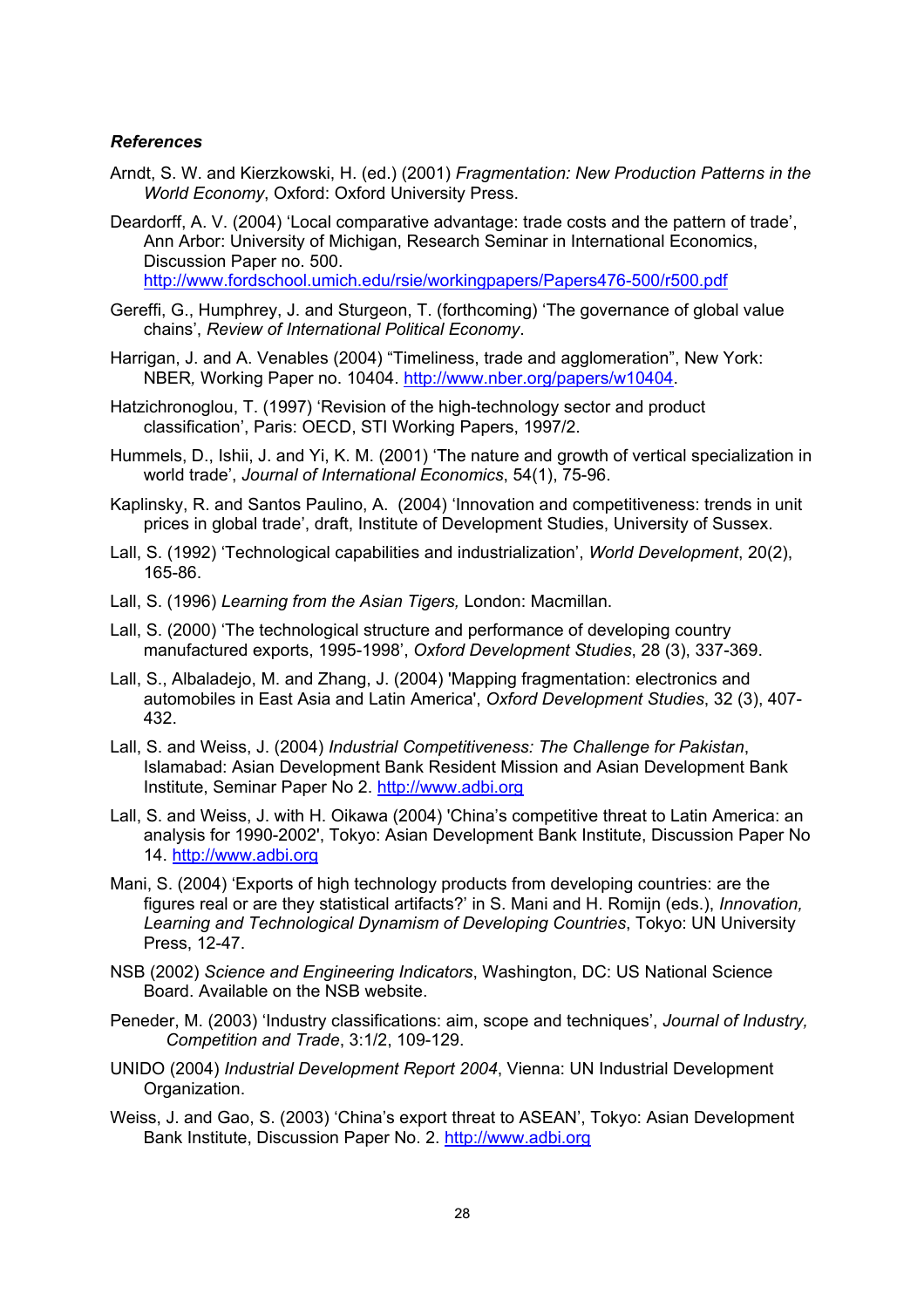***References***

Arndt, S. W. and Kierzkowski, H. (ed.) (2001) *Fragmentation: New Production Patterns in the World Economy*, Oxford: Oxford University Press.

Deardorff, A. V. (2004) 'Local comparative advantage: trade costs and the pattern of trade', Ann Arbor: University of Michigan, Research Seminar in International Economics, Discussion Paper no. 500. http://www.fordschool.umich.edu/rsie/workingpapers/Papers476-500/r500.pdf

Gereffi, G., Humphrey, J. and Sturgeon, T. (forthcoming) 'The governance of global value chains', *Review of International Political Economy*.

Harrigan, J. and A. Venables (2004) "Timeliness, trade and agglomeration", New York: NBER*,* Working Paper no. 10404. http://www.nber.org/papers/w10404.

Hatzichronoglou, T. (1997) 'Revision of the high-technology sector and product classification', Paris: OECD, STI Working Papers, 1997/2.

Hummels, D., Ishii, J. and Yi, K. M. (2001) 'The nature and growth of vertical specialization in world trade', *Journal of International Economics*, 54(1), 75-96.

Kaplinsky, R. and Santos Paulino, A. (2004) 'Innovation and competitiveness: trends in unit prices in global trade', draft, Institute of Development Studies, University of Sussex.

Lall, S. (1992) 'Technological capabilities and industrialization', *World Development*, 20(2), 165-86.

Lall, S. (1996) *Learning from the Asian Tigers,* London: Macmillan.

Lall, S. (2000) 'The technological structure and performance of developing country manufactured exports, 1995-1998', *Oxford Development Studies*, 28 (3), 337-369.

Lall, S., Albaladejo, M. and Zhang, J. (2004) 'Mapping fragmentation: electronics and automobiles in East Asia and Latin America', *Oxford Development Studies*, 32 (3), 407-432.

Lall, S. and Weiss, J. (2004) *Industrial Competitiveness: The Challenge for Pakistan*, Islamabad: Asian Development Bank Resident Mission and Asian Development Bank Institute, Seminar Paper No 2. http://www.adbi.org

Lall, S. and Weiss, J. with H. Oikawa (2004) 'China's competitive threat to Latin America: an analysis for 1990-2002', Tokyo: Asian Development Bank Institute, Discussion Paper No 14. http://www.adbi.org

Mani, S. (2004) 'Exports of high technology products from developing countries: are the figures real or are they statistical artifacts?' in S. Mani and H. Romijn (eds.), *Innovation, Learning and Technological Dynamism of Developing Countries*, Tokyo: UN University Press, 12-47.

NSB (2002) *Science and Engineering Indicators*, Washington, DC: US National Science Board. Available on the NSB website.

Peneder, M. (2003) 'Industry classifications: aim, scope and techniques', *Journal of Industry, Competition and Trade*, 3:1/2, 109-129.

UNIDO (2004) *Industrial Development Report 2004*, Vienna: UN Industrial Development Organization.

Weiss, J. and Gao, S. (2003) 'China's export threat to ASEAN', Tokyo: Asian Development Bank Institute, Discussion Paper No. 2. http://www.adbi.org